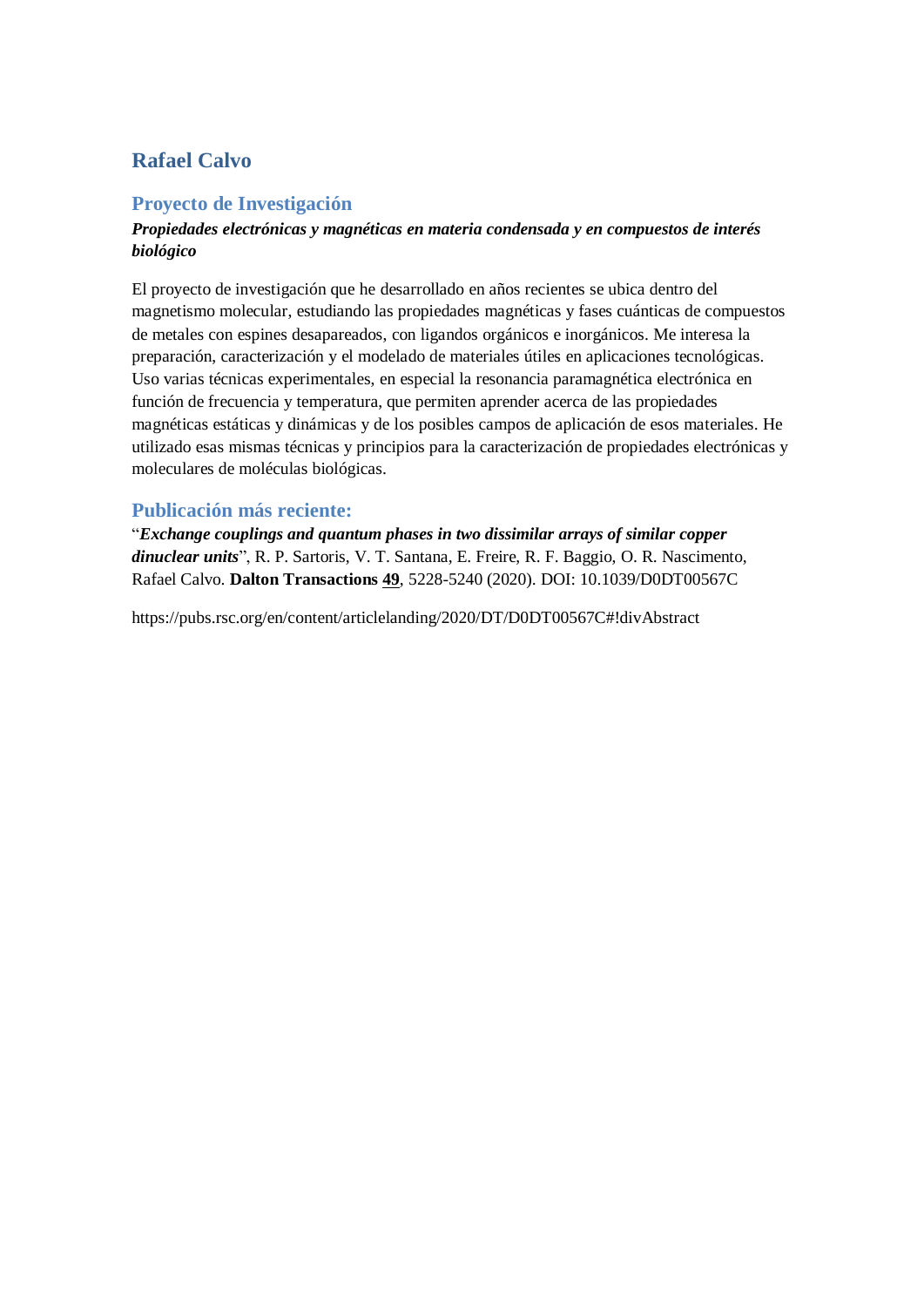# Rafael Calvo

## Proyecto de Investigación

***Propiedades electrónicas y magnéticas en materia condensada y en compuestos de interés biológico***

El proyecto de investigación que he desarrollado en años recientes se ubica dentro del magnetismo molecular, estudiando las propiedades magnéticas y fases cuánticas de compuestos de metales con espines desapareados, con ligandos orgánicos e inorgánicos. Me interesa la preparación, caracterización y el modelado de materiales útiles en aplicaciones tecnológicas. Uso varias técnicas experimentales, en especial la resonancia paramagnética electrónica en función de frecuencia y temperatura, que permiten aprender acerca de las propiedades magnéticas estáticas y dinámicas y de los posibles campos de aplicación de esos materiales. He utilizado esas mismas técnicas y principios para la caracterización de propiedades electrónicas y moleculares de moléculas biológicas.

## Publicación más reciente:

"***Exchange couplings and quantum phases in two dissimilar arrays of similar copper dinuclear units***", R. P. Sartoris, V. T. Santana, E. Freire, R. F. Baggio, O. R. Nascimento, Rafael Calvo. **Dalton Transactions** **49**, 5228-5240 (2020). DOI: 10.1039/D0DT00567C

https://pubs.rsc.org/en/content/articlelanding/2020/DT/D0DT00567C#!divAbstract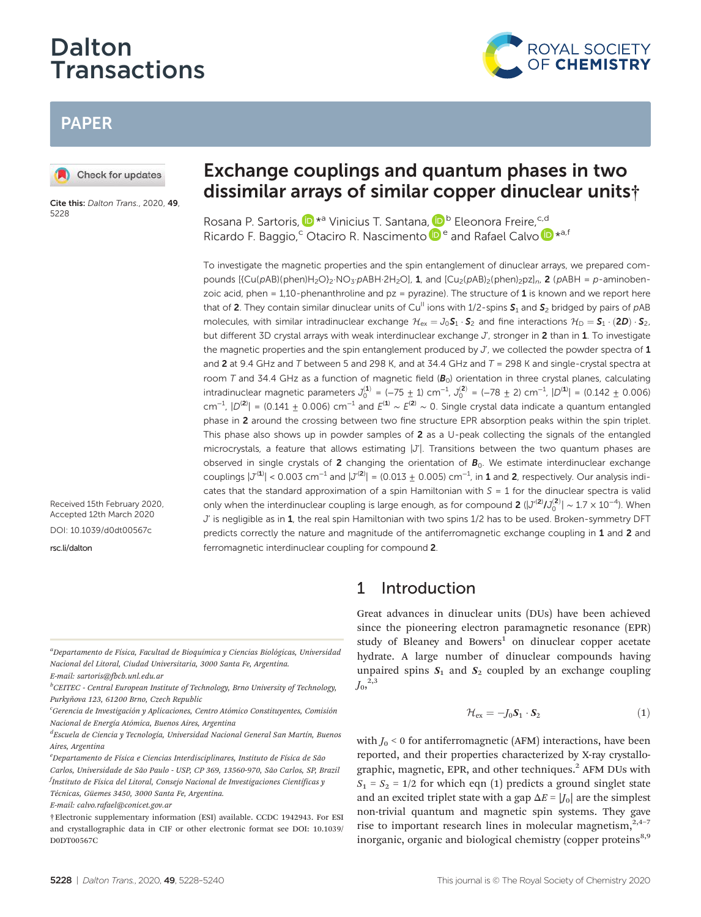# Exchange couplings and quantum phases in two dissimilar arrays of similar copper dinuclear units†

Rosana P. Sartoris, *[a] Vinicius T. Santana, [b] Eleonora Freire,[c,d] Ricardo F. Baggio,[c] Otaciro R. Nascimento [e] and Rafael Calvo *[a,f]

Cite this: *Dalton Trans.*, 2020, **49**, 5228

Received 15th February 2020, Accepted 12th March 2020

DOI: 10.1039/d0dt00567c

rsc.li/dalton

To investigate the magnetic properties and the spin entanglement of dinuclear arrays, we prepared compounds $[\{Cu(pAB)(phen)H_2O\}_2 \cdot NO_3 \cdot pABH \cdot 2H_2O]$, **1**, and $[Cu_2(pAB)_2(phen)_2pz]_n$, **2** (pABH = *p*-aminobenzoic acid, phen = 1,10-phenanthroline and pz = pyrazine). The structure of **1** is known and we report here that of **2**. They contain similar dinuclear units of $Cu^{II}$ ions with 1/2-spins $\boldsymbol{S}_1$ and $\boldsymbol{S}_2$ bridged by pairs of *p*AB molecules, with similar intradinuclear exchange $\mathcal{H}_{ex} = J_0 \boldsymbol{S}_1 \cdot \boldsymbol{S}_2$ and fine interactions $\mathcal{H}_D = \boldsymbol{S}_1 \cdot (2\boldsymbol{D}) \cdot \boldsymbol{S}_2$, but different 3D crystal arrays with weak interdinuclear exchange $J'$, stronger in **2** than in **1**. To investigate the magnetic properties and the spin entanglement produced by $J'$, we collected the powder spectra of **1** and **2** at 9.4 GHz and $T$ between 5 and 298 K, and at 34.4 GHz and $T$ = 298 K and single-crystal spectra at room $T$ and 34.4 GHz as a function of magnetic field ($\boldsymbol{B}_0$) orientation in three crystal planes, calculating intradinuclear magnetic parameters $J_0^{(\mathbf{1})} = (-75 \pm 1)$ cm$^{-1}$, $J_0^{(\mathbf{2})} = (-78 \pm 2)$ cm$^{-1}$, $|D^{(\mathbf{1})}| = (0.142 \pm 0.006)$ cm$^{-1}$, $|D^{(\mathbf{2})}| = (0.141 \pm 0.006)$ cm$^{-1}$ and $E^{(\mathbf{1})} \sim E^{(\mathbf{2})} \sim 0$. Single crystal data indicate a quantum entangled phase in **2** around the crossing between two fine structure EPR absorption peaks within the spin triplet. This phase also shows up in powder samples of **2** as a U-peak collecting the signals of the entangled microcrystals, a feature that allows estimating $|J'|$. Transitions between the two quantum phases are observed in single crystals of **2** changing the orientation of $\boldsymbol{B}_0$. We estimate interdinuclear exchange couplings $|J'^{(\mathbf{1})}| < 0.003$ cm$^{-1}$ and $|J'^{(\mathbf{2})}| = (0.013 \pm 0.005)$ cm$^{-1}$, in **1** and **2**, respectively. Our analysis indicates that the standard approximation of a spin Hamiltonian with $S$ = 1 for the dinuclear spectra is valid only when the interdinuclear coupling is large enough, as for compound **2** ($|J'^{(\mathbf{2})}/J_0^{(\mathbf{2})}| \sim 1.7 \times 10^{-4}$). When $J'$ is negligible as in **1**, the real spin Hamiltonian with two spins 1/2 has to be used. Broken-symmetry DFT predicts correctly the nature and magnitude of the antiferromagnetic exchange coupling in **1** and **2** and ferromagnetic interdinuclear coupling for compound **2**.

## 1 Introduction

Great advances in dinuclear units (DUs) have been achieved since the pioneering electron paramagnetic resonance (EPR) study of Bleaney and Bowers[1] on dinuclear copper acetate hydrate. A large number of dinuclear compounds having unpaired spins $\boldsymbol{S}_1$ and $\boldsymbol{S}_2$ coupled by an exchange coupling $J_0$,[2,3]

$$\mathcal{H}_{ex} = -J_0 \boldsymbol{S}_1 \cdot \boldsymbol{S}_2 \tag{1}$$

with $J_0 < 0$ for antiferromagnetic (AFM) interactions, have been reported, and their properties characterized by X-ray crystallographic, magnetic, EPR, and other techniques.[2] AFM DUs with $S_1 = S_2 = 1/2$ for which eqn (1) predicts a ground singlet state and an excited triplet state with a gap $\Delta E = |J_0|$ are the simplest non-trivial quantum and magnetic spin systems. They gave rise to important research lines in molecular magnetism,[2,4–7] inorganic, organic and biological chemistry (copper proteins[8,9]

[a] Departamento de Física, Facultad de Bioquímica y Ciencias Biológicas, Universidad Nacional del Litoral, Ciudad Universitaria, 3000 Santa Fe, Argentina. E-mail: sartoris@fbcb.unl.edu.ar

[b] CEITEC - Central European Institute of Technology, Brno University of Technology, Purkyňova 123, 61200 Brno, Czech Republic

[c] Gerencia de Investigación y Aplicaciones, Centro Atómico Constituyentes, Comisión Nacional de Energía Atómica, Buenos Aires, Argentina

[d] Escuela de Ciencia y Tecnología, Universidad Nacional General San Martín, Buenos Aires, Argentina

[e] Departamento de Física e Ciencias Interdisciplinares, Instituto de Física de São Carlos, Universidade de São Paulo - USP, CP 369, 13560-970, São Carlos, SP, Brazil

[f] Instituto de Física del Litoral, Consejo Nacional de Investigaciones Científicas y Técnicas, Güemes 3450, 3000 Santa Fe, Argentina. E-mail: calvo.rafael@conicet.gov.ar

† Electronic supplementary information (ESI) available. CCDC 1942943. For ESI and crystallographic data in CIF or other electronic format see DOI: 10.1039/D0DT00567C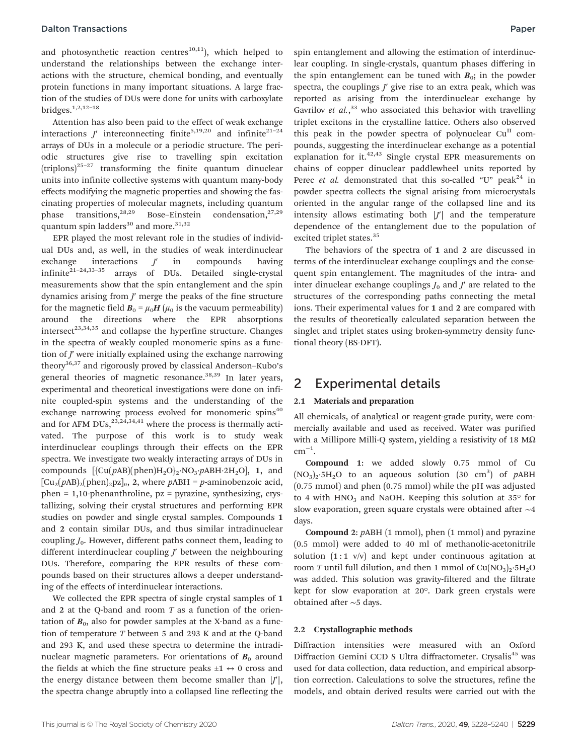and photosynthetic reaction centres[10,11]), which helped to understand the relationships between the exchange interactions with the structure, chemical bonding, and eventually protein functions in many important situations. A large fraction of the studies of DUs were done for units with carboxylate bridges.[1,2,12–18]

Attention has also been paid to the effect of weak exchange interactions $J'$ interconnecting finite[5,19,20] and infinite[21–24] arrays of DUs in a molecule or a periodic structure. The periodic structures give rise to travelling spin excitation (triplons)[25–27] transforming the finite quantum dinuclear units into infinite collective systems with quantum many-body effects modifying the magnetic properties and showing the fascinating properties of molecular magnets, including quantum phase transitions,[28,29] Bose–Einstein condensation,[27,29] quantum spin ladders[30] and more.[31,32]

EPR played the most relevant role in the studies of individual DUs and, as well, in the studies of weak interdinuclear exchange interactions $J'$ in compounds having infinite[21–24,33–35] arrays of DUs. Detailed single-crystal measurements show that the spin entanglement and the spin dynamics arising from $J'$ merge the peaks of the fine structure for the magnetic field $\boldsymbol{B}_0 = \mu_0\boldsymbol{H}$ ($\mu_0$ is the vacuum permeability) around the directions where the EPR absorptions intersect[23,34,35] and collapse the hyperfine structure. Changes in the spectra of weakly coupled monomeric spins as a function of $J'$ were initially explained using the exchange narrowing theory[36,37] and rigorously proved by classical Anderson–Kubo's general theories of magnetic resonance.[38,39] In later years, experimental and theoretical investigations were done on infinite coupled-spin systems and the understanding of the exchange narrowing process evolved for monomeric spins[40] and for AFM DUs,[23,24,34,41] where the process is thermally activated. The purpose of this work is to study weak interdinuclear couplings through their effects on the EPR spectra. We investigate two weakly interacting arrays of DUs in compounds $[\{Cu(pAB)(phen)H_2O\}_2\cdot NO_3\cdot pABH\cdot 2H_2O]$, **1**, and $[Cu_2(pAB)_2(phen)_2pz]_n$, **2**, where *p*ABH = *p*-aminobenzoic acid, phen = 1,10-phenanthroline, pz = pyrazine, synthesizing, crystallizing, solving their crystal structures and performing EPR studies on powder and single crystal samples. Compounds **1** and **2** contain similar DUs, and thus similar intradinuclear coupling $J_0$. However, different paths connect them, leading to different interdinuclear coupling $J'$ between the neighbouring DUs. Therefore, comparing the EPR results of these compounds based on their structures allows a deeper understanding of the effects of interdinuclear interactions.

We collected the EPR spectra of single crystal samples of **1** and **2** at the Q-band and room $T$ as a function of the orientation of $\boldsymbol{B}_0$, also for powder samples at the X-band as a function of temperature $T$ between 5 and 293 K and at the Q-band and 293 K, and used these spectra to determine the intradinuclear magnetic parameters. For orientations of $\boldsymbol{B}_0$ around the fields at which the fine structure peaks $\pm 1 \leftrightarrow 0$ cross and the energy distance between them become smaller than $|J'|$, the spectra change abruptly into a collapsed line reflecting the spin entanglement and allowing the estimation of interdinuclear coupling. In single-crystals, quantum phases differing in the spin entanglement can be tuned with $\boldsymbol{B}_0$; in the powder spectra, the couplings $J'$ give rise to an extra peak, which was reported as arising from the interdinuclear exchange by Gavrilov *et al.*,[33] who associated this behavior with travelling triplet excitons in the crystalline lattice. Others also observed this peak in the powder spectra of polynuclear $Cu^{II}$ compounds, suggesting the interdinuclear exchange as a potential explanation for it.[42,43] Single crystal EPR measurements on chains of copper dinuclear paddlewheel units reported by Perec *et al.* demonstrated that this so-called "U" peak[24] in powder spectra collects the signal arising from microcrystals oriented in the angular range of the collapsed line and its intensity allows estimating both $|J'|$ and the temperature dependence of the entanglement due to the population of excited triplet states.[35]

The behaviors of the spectra of **1** and **2** are discussed in terms of the interdinuclear exchange couplings and the consequent spin entanglement. The magnitudes of the intra- and inter dinuclear exchange couplings $J_0$ and $J'$ are related to the structures of the corresponding paths connecting the metal ions. Their experimental values for **1** and **2** are compared with the results of theoretically calculated separation between the singlet and triplet states using broken-symmetry density functional theory (BS-DFT).

## 2 Experimental details

### 2.1 Materials and preparation

All chemicals, of analytical or reagent-grade purity, were commercially available and used as received. Water was purified with a Millipore Milli-Q system, yielding a resistivity of 18 MΩ $cm^{-1}$.

**Compound 1**: we added slowly 0.75 mmol of $Cu(NO_3)_2\cdot 5H_2O$ to an aqueous solution (30 $cm^3$) of *p*ABH (0.75 mmol) and phen (0.75 mmol) while the pH was adjusted to 4 with $HNO_3$ and NaOH. Keeping this solution at 35° for slow evaporation, green square crystals were obtained after ∼4 days.

**Compound 2**: *p*ABH (1 mmol), phen (1 mmol) and pyrazine (0.5 mmol) were added to 40 ml of methanolic-acetonitrile solution (1 : 1 v/v) and kept under continuous agitation at room $T$ until full dilution, and then 1 mmol of $Cu(NO_3)_2\cdot 5H_2O$ was added. This solution was gravity-filtered and the filtrate kept for slow evaporation at 20°. Dark green crystals were obtained after ∼5 days.

### 2.2 Crystallographic methods

Diffraction intensities were measured with an Oxford Diffraction Gemini CCD S Ultra diffractometer. Crysalis[45] was used for data collection, data reduction, and empirical absorption correction. Calculations to solve the structures, refine the models, and obtain derived results were carried out with the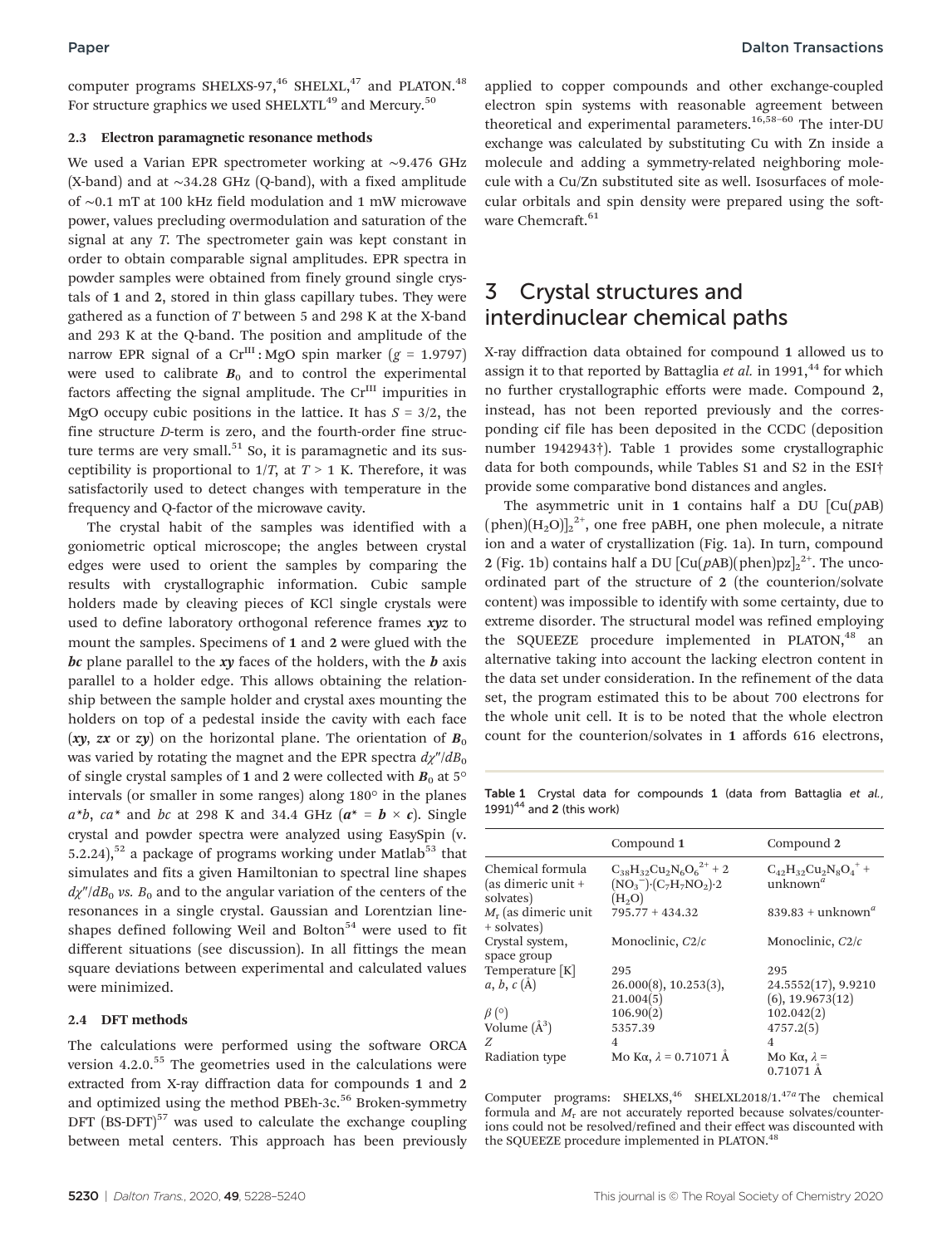computer programs SHELXS-97,[46] SHELXL,[47] and PLATON.[48] For structure graphics we used SHELXTL[49] and Mercury.[50]

### 2.3 Electron paramagnetic resonance methods

We used a Varian EPR spectrometer working at ~9.476 GHz (X-band) and at ~34.28 GHz (Q-band), with a fixed amplitude of ~0.1 mT at 100 kHz field modulation and 1 mW microwave power, values precluding overmodulation and saturation of the signal at any $T$. The spectrometer gain was kept constant in order to obtain comparable signal amplitudes. EPR spectra in powder samples were obtained from finely ground single crystals of **1** and **2**, stored in thin glass capillary tubes. They were gathered as a function of $T$ between 5 and 298 K at the X-band and 293 K at the Q-band. The position and amplitude of the narrow EPR signal of a $Cr^{III}$ : MgO spin marker ($g$ = 1.9797) were used to calibrate $\boldsymbol{B}_0$ and to control the experimental factors affecting the signal amplitude. The $Cr^{III}$ impurities in MgO occupy cubic positions in the lattice. It has $S$ = 3/2, the fine structure $D$-term is zero, and the fourth-order fine structure terms are very small.[51] So, it is paramagnetic and its susceptibility is proportional to $1/T$, at $T$ > 1 K. Therefore, it was satisfactorily used to detect changes with temperature in the frequency and Q-factor of the microwave cavity.

The crystal habit of the samples was identified with a goniometric optical microscope; the angles between crystal edges were used to orient the samples by comparing the results with crystallographic information. Cubic sample holders made by cleaving pieces of KCl single crystals were used to define laboratory orthogonal reference frames ***xyz*** to mount the samples. Specimens of **1** and **2** were glued with the ***bc*** plane parallel to the ***xy*** faces of the holders, with the ***b*** axis parallel to a holder edge. This allows obtaining the relationship between the sample holder and crystal axes mounting the holders on top of a pedestal inside the cavity with each face (***xy***, ***zx*** or ***zy***) on the horizontal plane. The orientation of $\boldsymbol{B}_0$ was varied by rotating the magnet and the EPR spectra $d\chi''/dB_0$ of single crystal samples of **1** and **2** were collected with $\boldsymbol{B}_0$ at 5° intervals (or smaller in some ranges) along 180° in the planes $a^*b$, $ca^*$ and $bc$ at 298 K and 34.4 GHz ($\boldsymbol{a}^* = \boldsymbol{b} \times \boldsymbol{c}$). Single crystal and powder spectra were analyzed using EasySpin (v. 5.2.24),[52] a package of programs working under Matlab[53] that simulates and fits a given Hamiltonian to spectral line shapes $d\chi''/dB_0$ *vs.* $B_0$ and to the angular variation of the centers of the resonances in a single crystal. Gaussian and Lorentzian lineshapes defined following Weil and Bolton[54] were used to fit different situations (see discussion). In all fittings the mean square deviations between experimental and calculated values were minimized.

### 2.4 DFT methods

The calculations were performed using the software ORCA version 4.2.0.[55] The geometries used in the calculations were extracted from X-ray diffraction data for compounds **1** and **2** and optimized using the method PBEh-3c.[56] Broken-symmetry DFT (BS-DFT)[57] was used to calculate the exchange coupling between metal centers. This approach has been previously applied to copper compounds and other exchange-coupled electron spin systems with reasonable agreement between theoretical and experimental parameters.[16,58–60] The inter-DU exchange was calculated by substituting Cu with Zn inside a molecule and adding a symmetry-related neighboring molecule with a Cu/Zn substituted site as well. Isosurfaces of molecular orbitals and spin density were prepared using the software Chemcraft.[61]

## 3 Crystal structures and interdinuclear chemical paths

X-ray diffraction data obtained for compound **1** allowed us to assign it to that reported by Battaglia *et al.* in 1991,[44] for which no further crystallographic efforts were made. Compound **2**, instead, has not been reported previously and the corresponding cif file has been deposited in the CCDC (deposition number 1942943†). Table 1 provides some crystallographic data for both compounds, while Tables S1 and S2 in the ESI† provide some comparative bond distances and angles.

The asymmetric unit in **1** contains half a DU $[Cu(pAB)(phen)(H_2O)]_2^{2+}$, one free pABH, one phen molecule, a nitrate ion and a water of crystallization (Fig. 1a). In turn, compound **2** (Fig. 1b) contains half a DU $[Cu(pAB)(phen)pz]_2^{2+}$. The uncoordinated part of the structure of **2** (the counterion/solvate content) was impossible to identify with some certainty, due to extreme disorder. The structural model was refined employing the SQUEEZE procedure implemented in PLATON,[48] an alternative taking into account the lacking electron content in the data set under consideration. In the refinement of the data set, the program estimated this to be about 700 electrons for the whole unit cell. It is to be noted that the whole electron count for the counterion/solvates in **1** affords 616 electrons,

Table 1 Crystal data for compounds **1** (data from Battaglia *et al.*, 1991)[44] and **2** (this work)

| | Compound 1 | Compound 2 |
|---|---|---|
| Chemical formula (as dimeric unit + solvates) | $C_{38}H_{32}Cu_2N_6O_6^{2+}$ + 2 $(NO_3^-)\cdot(C_7H_7NO_2)\cdot 2(H_2O)$ | $C_{42}H_{32}Cu_2N_8O_4^{+}$ + unknown[a] |
| $M_r$ (as dimeric unit + solvates) | 795.77 + 434.32 | 839.83 + unknown[a] |
| Crystal system, space group | Monoclinic, $C2/c$ | Monoclinic, $C2/c$ |
| Temperature [K] | 295 | 295 |
| $a$, $b$, $c$ (Å) | 26.000(8), 10.253(3), 21.004(5) | 24.5552(17), 9.9210(6), 19.9673(12) |
| $\beta$ (°) | 106.90(2) | 102.042(2) |
| Volume (Å$^3$) | 5357.39 | 4757.2(5) |
| $Z$ | 4 | 4 |
| Radiation type | Mo Kα, λ = 0.71071 Å | Mo Kα, λ = 0.71071 Å |

Computer programs: SHELXS,[46] SHELXL2018/1.[47] [a] The chemical formula and $M_r$ are not accurately reported because solvates/counterions could not be resolved/refined and their effect was discounted with the SQUEEZE procedure implemented in PLATON.[48]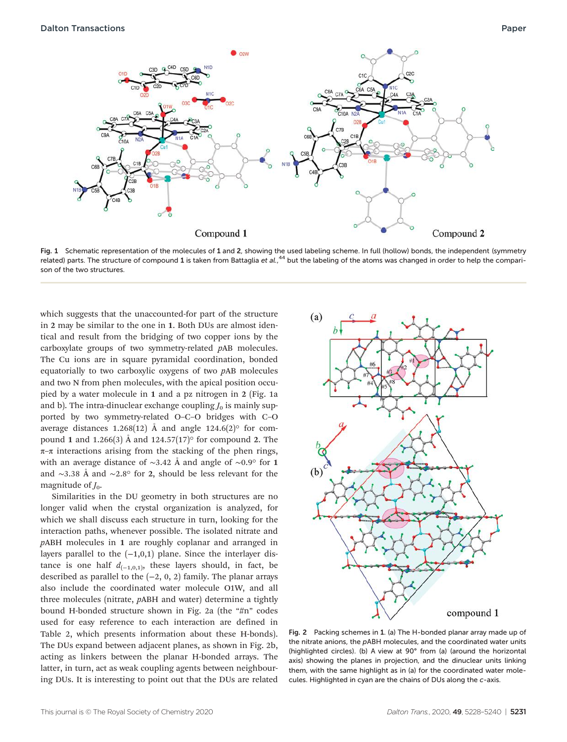Fig. 1 Schematic representation of the molecules of **1** and **2**, showing the used labeling scheme. In full (hollow) bonds, the independent (symmetry related) parts. The structure of compound **1** is taken from Battaglia *et al.*,[44] but the labeling of the atoms was changed in order to help the comparison of the two structures.

which suggests that the unaccounted-for part of the structure in **2** may be similar to the one in **1**. Both DUs are almost identical and result from the bridging of two copper ions by the carboxylate groups of two symmetry-related *p*AB molecules. The Cu ions are in square pyramidal coordination, bonded equatorially to two carboxylic oxygens of two *p*AB molecules and two N from phen molecules, with the apical position occupied by a water molecule in **1** and a pz nitrogen in **2** (Fig. 1a and b). The intra-dinuclear exchange coupling $J_0$ is mainly supported by two symmetry-related O–C–O bridges with C–O average distances 1.268(12) Å and angle 124.6(2)° for compound **1** and 1.266(3) Å and 124.57(17)° for compound **2**. The π–π interactions arising from the stacking of the phen rings, with an average distance of ~3.42 Å and angle of ~0.9° for **1** and ~3.38 Å and ~2.8° for **2**, should be less relevant for the magnitude of $J_0$.

Similarities in the DU geometry in both structures are no longer valid when the crystal organization is analyzed, for which we shall discuss each structure in turn, looking for the interaction paths, whenever possible. The isolated nitrate and *p*ABH molecules in **1** are roughly coplanar and arranged in layers parallel to the (−1,0,1) plane. Since the interlayer distance is one half $d_{(-1,0,1)}$, these layers should, in fact, be described as parallel to the (−2, 0, 2) family. The planar arrays also include the coordinated water molecule O1W, and all three molecules (nitrate, *p*ABH and water) determine a tightly bound H-bonded structure shown in Fig. 2a (the "#n" codes used for easy reference to each interaction are defined in Table 2, which presents information about these H-bonds). The DUs expand between adjacent planes, as shown in Fig. 2b, acting as linkers between the planar H-bonded arrays. The latter, in turn, act as weak coupling agents between neighbouring DUs. It is interesting to point out that the DUs are related

Fig. 2 Packing schemes in **1**. (a) The H-bonded planar array made up of the nitrate anions, the *p*ABH molecules, and the coordinated water units (highlighted circles). (b) A view at 90° from (a) (around the horizontal axis) showing the planes in projection, and the dinuclear units linking them, with the same highlight as in (a) for the coordinated water molecules. Highlighted in cyan are the chains of DUs along the *c*-axis.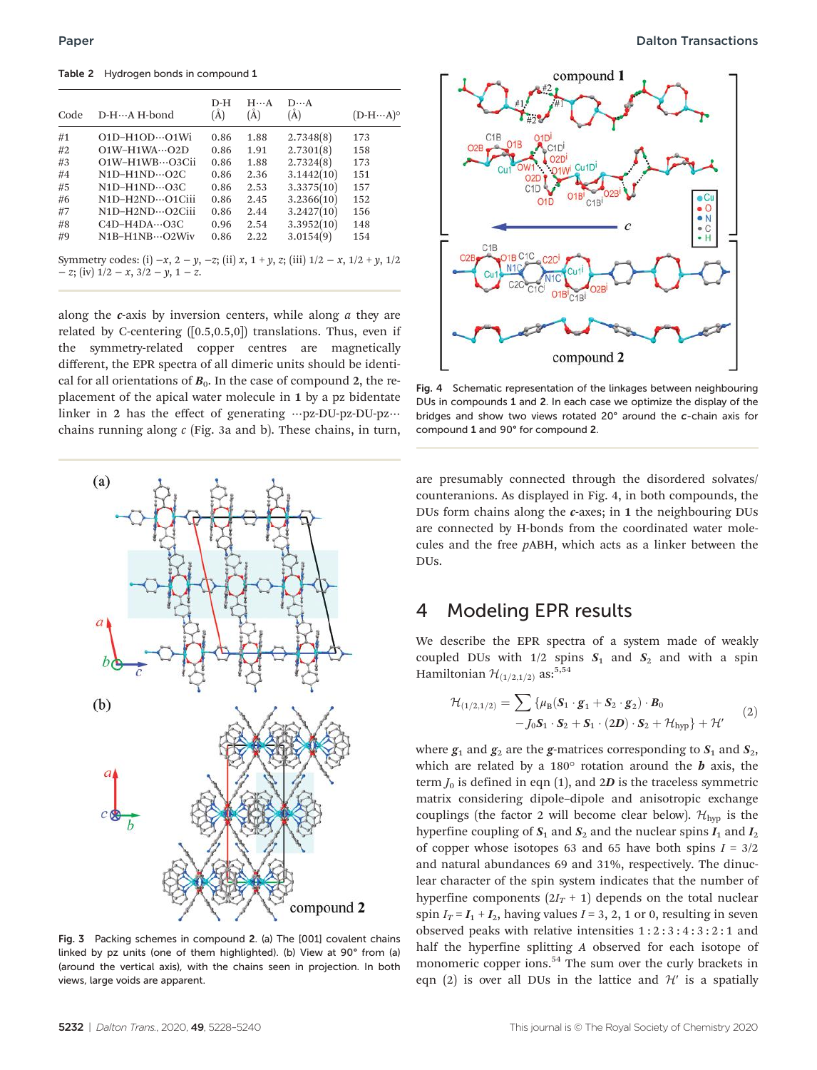Table 2 Hydrogen bonds in compound **1**

| Code | D-H···A H-bond | D-H (Å) | H···A (Å) | D···A (Å) | (D-H···A)° |
|---|---|---|---|---|---|
| #1 | O1D–H1OD···O1Wi | 0.86 | 1.88 | 2.7348(8) | 173 |
| #2 | O1W–H1WA···O2D | 0.86 | 1.91 | 2.7301(8) | 158 |
| #3 | O1W–H1WB···O3Cii | 0.86 | 1.88 | 2.7324(8) | 173 |
| #4 | N1D–H1ND···O2C | 0.86 | 2.36 | 3.1442(10) | 151 |
| #5 | N1D–H1ND···O3C | 0.86 | 2.53 | 3.3375(10) | 157 |
| #6 | N1D–H2ND···O1Ciii | 0.86 | 2.45 | 3.2366(10) | 152 |
| #7 | N1D–H2ND···O2Ciii | 0.86 | 2.44 | 3.2427(10) | 156 |
| #8 | C4D–H4DA···O3C | 0.96 | 2.54 | 3.3952(10) | 148 |
| #9 | N1B–H1NB···O2Wiv | 0.86 | 2.22 | 3.0154(9) | 154 |

Symmetry codes: (i) $-x, 2-y, -z$; (ii) $x, 1+y, z$; (iii) $1/2-x, 1/2+y, 1/2-z$; (iv) $1/2-x, 3/2-y, 1-z$.

along the ***c***-axis by inversion centers, while along $a$ they are related by C-centering ([0.5,0.5,0]) translations. Thus, even if the symmetry-related copper centres are magnetically different, the EPR spectra of all dimeric units should be identical for all orientations of $\boldsymbol{B}_0$. In the case of compound **2**, the replacement of the apical water molecule in **1** by a pz bidentate linker in **2** has the effect of generating ···pz-DU-pz-DU-pz··· chains running along $c$ (Fig. 3a and b). These chains, in turn, are presumably connected through the disordered solvates/counteranions. As displayed in Fig. 4, in both compounds, the DUs form chains along the ***c***-axes; in **1** the neighbouring DUs are connected by H-bonds from the coordinated water molecules and the free *p*ABH, which acts as a linker between the DUs.

Fig. 3 Packing schemes in compound **2**. (a) The [001] covalent chains linked by pz units (one of them highlighted). (b) View at 90° from (a) (around the vertical axis), with the chains seen in projection. In both views, large voids are apparent.

Fig. 4 Schematic representation of the linkages between neighbouring DUs in compounds **1** and **2**. In each case we optimize the display of the bridges and show two views rotated 20° around the ***c***-chain axis for compound **1** and 90° for compound **2**.

## 4 Modeling EPR results

We describe the EPR spectra of a system made of weakly coupled DUs with 1/2 spins $\boldsymbol{S}_1$ and $\boldsymbol{S}_2$ and with a spin Hamiltonian $\mathcal{H}_{(1/2,1/2)}$ as:[5,54]

$$\mathcal{H}_{(1/2,1/2)} = \sum \{\mu_B(\boldsymbol{S}_1 \cdot \boldsymbol{g}_1 + \boldsymbol{S}_2 \cdot \boldsymbol{g}_2) \cdot \boldsymbol{B}_0 - J_0 \boldsymbol{S}_1 \cdot \boldsymbol{S}_2 + \boldsymbol{S}_1 \cdot (2\boldsymbol{D}) \cdot \boldsymbol{S}_2 + \mathcal{H}_{hyp}\} + \mathcal{H}' \quad (2)$$

where $\boldsymbol{g}_1$ and $\boldsymbol{g}_2$ are the ***g***-matrices corresponding to $\boldsymbol{S}_1$ and $\boldsymbol{S}_2$, which are related by a 180° rotation around the ***b*** axis, the term $J_0$ is defined in eqn (1), and $2\boldsymbol{D}$ is the traceless symmetric matrix considering dipole–dipole and anisotropic exchange couplings (the factor 2 will become clear below). $\mathcal{H}_{hyp}$ is the hyperfine coupling of $\boldsymbol{S}_1$ and $\boldsymbol{S}_2$ and the nuclear spins $\boldsymbol{I}_1$ and $\boldsymbol{I}_2$ of copper whose isotopes 63 and 65 have both spins $I = 3/2$ and natural abundances 69 and 31%, respectively. The dinuclear character of the spin system indicates that the number of hyperfine components $(2I_T + 1)$ depends on the total nuclear spin $\boldsymbol{I}_T = \boldsymbol{I}_1 + \boldsymbol{I}_2$, having values $I = 3, 2, 1$ or $0$, resulting in seven observed peaks with relative intensities 1 : 2 : 3 : 4 : 3 : 2 : 1 and half the hyperfine splitting $A$ observed for each isotope of monomeric copper ions.[54] The sum over the curly brackets in eqn (2) is over all DUs in the lattice and $\mathcal{H}'$ is a spatially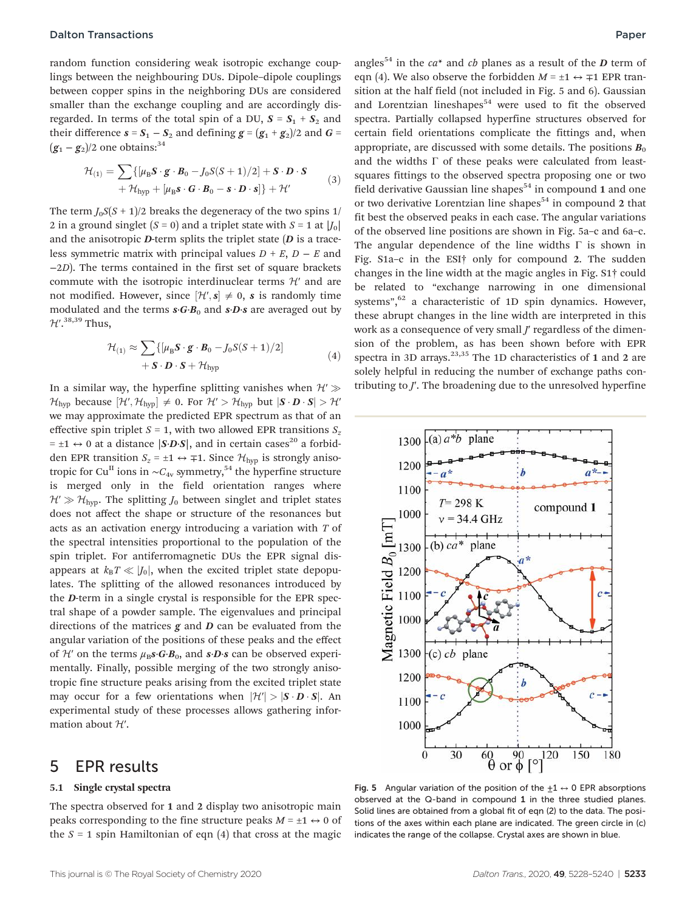random function considering weak isotropic exchange couplings between the neighbouring DUs. Dipole–dipole couplings between copper spins in the neighboring DUs are considered smaller than the exchange coupling and are accordingly disregarded. In terms of the total spin of a DU, $\boldsymbol{S} = \boldsymbol{S}_1 + \boldsymbol{S}_2$ and their difference $\boldsymbol{s} = \boldsymbol{S}_1 - \boldsymbol{S}_2$ and defining $\boldsymbol{g} = (\boldsymbol{g}_1 + \boldsymbol{g}_2)/2$ and $\boldsymbol{G} = (\boldsymbol{g}_1 - \boldsymbol{g}_2)/2$ one obtains:[34]

$$\mathcal{H}_{(1)} = \sum\{[\mu_B \boldsymbol{S}\cdot\boldsymbol{g}\cdot\boldsymbol{B}_0 - J_0 S(S+1)/2] + \boldsymbol{S}\cdot\boldsymbol{D}\cdot\boldsymbol{S} + \mathcal{H}_{\text{hyp}} + [\mu_B \boldsymbol{s}\cdot\boldsymbol{G}\cdot\boldsymbol{B}_0 - \boldsymbol{s}\cdot\boldsymbol{D}\cdot\boldsymbol{s}]\} + \mathcal{H}' \tag{3}$$

The term $J_0S(S+1)/2$ breaks the degeneracy of the two spins 1/2 in a ground singlet ($S = 0$) and a triplet state with $S = 1$ at $|J_0|$ and the anisotropic $\boldsymbol{D}$-term splits the triplet state ($\boldsymbol{D}$ is a traceless symmetric matrix with principal values $D + E$, $D - E$ and $-2D$). The terms contained in the first set of square brackets commute with the isotropic interdinuclear terms $\mathcal{H}'$ and are not modified. However, since $[\mathcal{H}', \boldsymbol{s}] \neq 0$, $\boldsymbol{s}$ is randomly time modulated and the terms $\boldsymbol{s}\cdot\boldsymbol{G}\cdot\boldsymbol{B}_0$ and $\boldsymbol{s}\cdot\boldsymbol{D}\cdot\boldsymbol{s}$ are averaged out by $\mathcal{H}'$.[38,39] Thus,

$$\mathcal{H}_{(1)} \approx \sum\{[\mu_B \boldsymbol{S}\cdot\boldsymbol{g}\cdot\boldsymbol{B}_0 - J_0 S(S+1)/2] + \boldsymbol{S}\cdot\boldsymbol{D}\cdot\boldsymbol{S} + \mathcal{H}_{\text{hyp}} \tag{4}$$

In a similar way, the hyperfine splitting vanishes when $\mathcal{H}' \gg \mathcal{H}_{\text{hyp}}$ because $[\mathcal{H}', \mathcal{H}_{\text{hyp}}] \neq 0$. For $\mathcal{H}' > \mathcal{H}_{\text{hyp}}$ but $|\boldsymbol{S}\cdot\boldsymbol{D}\cdot\boldsymbol{S}| > \mathcal{H}'$ we may approximate the predicted EPR spectrum as that of an effective spin triplet $S = 1$, with two allowed EPR transitions $S_z = \pm1 \leftrightarrow 0$ at a distance $|\boldsymbol{S}\cdot\boldsymbol{D}\cdot\boldsymbol{S}|$, and in certain cases[20] a forbidden EPR transition $S_z = \pm1 \leftrightarrow \mp1$. Since $\mathcal{H}_{\text{hyp}}$ is strongly anisotropic for $Cu^{II}$ ions in $\sim C_{4v}$ symmetry,[54] the hyperfine structure is merged only in the field orientation ranges where $\mathcal{H}' \gg \mathcal{H}_{\text{hyp}}$. The splitting $J_0$ between singlet and triplet states does not affect the shape or structure of the resonances but acts as an activation energy introducing a variation with $T$ of the spectral intensities proportional to the population of the spin triplet. For antiferromagnetic DUs the EPR signal disappears at $k_BT \ll |J_0|$, when the excited triplet state depopulates. The splitting of the allowed resonances introduced by the $\boldsymbol{D}$-term in a single crystal is responsible for the EPR spectral shape of a powder sample. The eigenvalues and principal directions of the matrices $\boldsymbol{g}$ and $\boldsymbol{D}$ can be evaluated from the angular variation of the positions of these peaks and the effect of $\mathcal{H}'$ on the terms $\mu_B\boldsymbol{s}\cdot\boldsymbol{G}\cdot\boldsymbol{B}_0$, and $\boldsymbol{s}\cdot\boldsymbol{D}\cdot\boldsymbol{s}$ can be observed experimentally. Finally, possible merging of the two strongly anisotropic fine structure peaks arising from the excited triplet state may occur for a few orientations when $|\mathcal{H}'| > |\boldsymbol{S}\cdot\boldsymbol{D}\cdot\boldsymbol{S}|$. An experimental study of these processes allows gathering information about $\mathcal{H}'$.

# 5 EPR results

## 5.1 Single crystal spectra

The spectra observed for **1** and **2** display two anisotropic main peaks corresponding to the fine structure peaks $M = \pm1 \leftrightarrow 0$ of the $S = 1$ spin Hamiltonian of eqn (4) that cross at the magic angles[54] in the $ca^*$ and $cb$ planes as a result of the $\boldsymbol{D}$ term of eqn (4). We also observe the forbidden $M = \pm1 \leftrightarrow \mp1$ EPR transition at the half field (not included in Fig. 5 and 6). Gaussian and Lorentzian lineshapes[54] were used to fit the observed spectra. Partially collapsed hyperfine structures observed for certain field orientations complicate the fittings and, when appropriate, are discussed with some details. The positions $\boldsymbol{B}_0$ and the widths $\Gamma$ of these peaks were calculated from least-squares fittings to the observed spectra proposing one or two field derivative Gaussian line shapes[54] in compound **1** and one or two derivative Lorentzian line shapes[54] in compound **2** that fit best the observed peaks in each case. The angular variations of the observed line positions are shown in Fig. 5a–c and 6a–c. The angular dependence of the line widths $\Gamma$ is shown in Fig. S1a–c in the ESI† only for compound **2**. The sudden changes in the line width at the magic angles in Fig. S1† could be related to "exchange narrowing in one dimensional systems",[62] a characteristic of 1D spin dynamics. However, these abrupt changes in the line width are interpreted in this work as a consequence of very small $J'$ regardless of the dimension of the problem, as has been shown before with EPR spectra in 3D arrays.[23,35] The 1D characteristics of **1** and **2** are solely helpful in reducing the number of exchange paths contributing to $J'$. The broadening due to the unresolved hyperfine

**Fig. 5** Angular variation of the position of the $\pm1 \leftrightarrow 0$ EPR absorptions observed at the Q-band in compound **1** in the three studied planes. Solid lines are obtained from a global fit of eqn (2) to the data. The positions of the axes within each plane are indicated. The green circle in (c) indicates the range of the collapse. Crystal axes are shown in blue.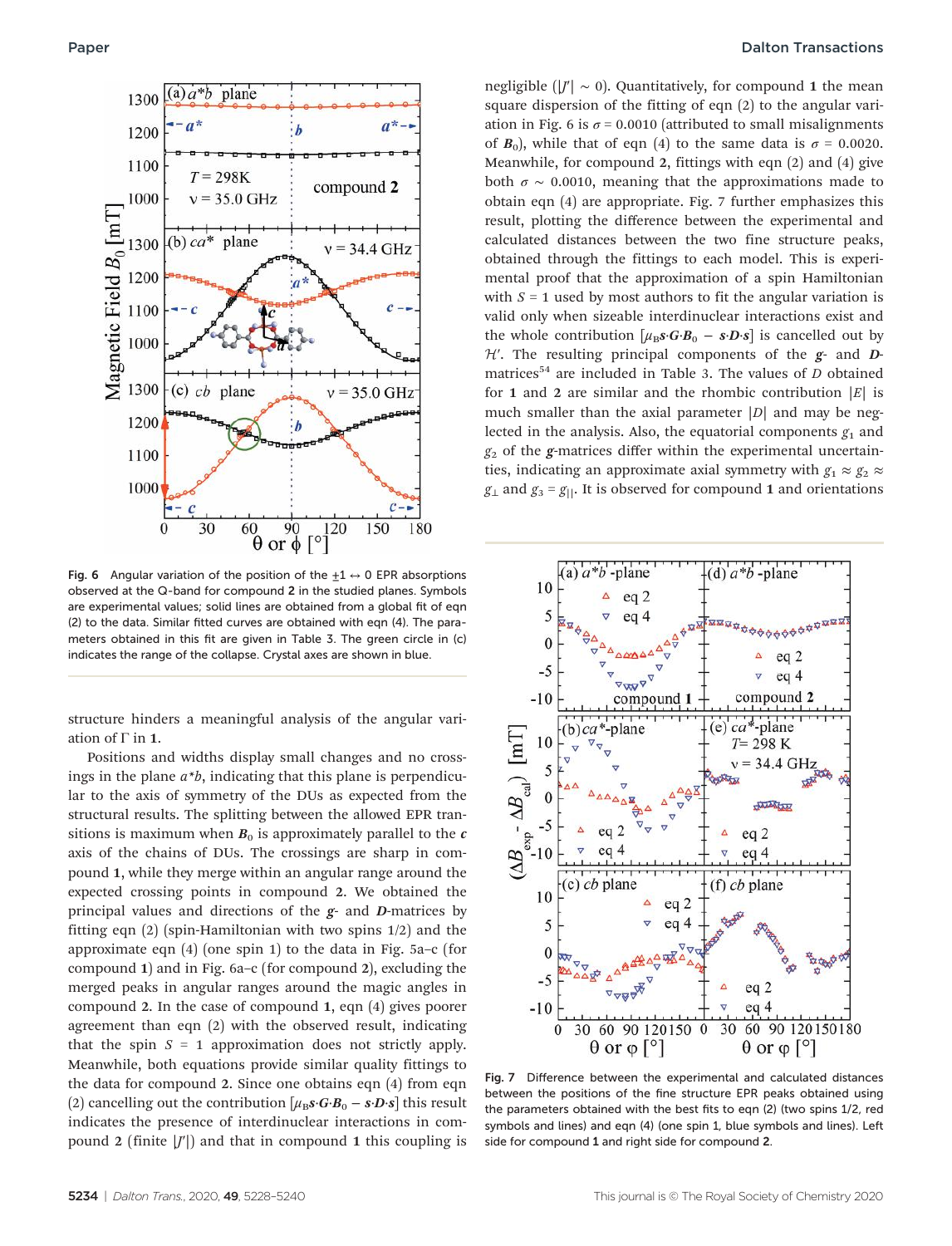Fig. 6 Angular variation of the position of the $\pm 1 \leftrightarrow 0$ EPR absorptions observed at the Q-band for compound **2** in the studied planes. Symbols are experimental values; solid lines are obtained from a global fit of eqn (2) to the data. Similar fitted curves are obtained with eqn (4). The parameters obtained in this fit are given in Table 3. The green circle in (c) indicates the range of the collapse. Crystal axes are shown in blue.

structure hinders a meaningful analysis of the angular variation of Γ in **1**.

Positions and widths display small changes and no crossings in the plane $a^*b$, indicating that this plane is perpendicular to the axis of symmetry of the DUs as expected from the structural results. The splitting between the allowed EPR transitions is maximum when $\boldsymbol{B}_0$ is approximately parallel to the $\boldsymbol{c}$ axis of the chains of DUs. The crossings are sharp in compound **1**, while they merge within an angular range around the expected crossing points in compound **2**. We obtained the principal values and directions of the $\boldsymbol{g}$- and $\boldsymbol{D}$-matrices by fitting eqn (2) (spin-Hamiltonian with two spins 1/2) and the approximate eqn (4) (one spin 1) to the data in Fig. 5a–c (for compound **1**) and in Fig. 6a–c (for compound **2**), excluding the merged peaks in angular ranges around the magic angles in compound **2**. In the case of compound **1**, eqn (4) gives poorer agreement than eqn (2) with the observed result, indicating that the spin $S = 1$ approximation does not strictly apply. Meanwhile, both equations provide similar quality fittings to the data for compound **2**. Since one obtains eqn (4) from eqn (2) cancelling out the contribution $[\mu_B \boldsymbol{s}\cdot\boldsymbol{G}\cdot\boldsymbol{B}_0 - \boldsymbol{s}\cdot\boldsymbol{D}\cdot\boldsymbol{s}]$ this result indicates the presence of interdinuclear interactions in compound **2** (finite $|J'|$) and that in compound **1** this coupling is negligible ($|J'| \sim 0$). Quantitatively, for compound **1** the mean square dispersion of the fitting of eqn (2) to the angular variation in Fig. 6 is $\sigma = 0.0010$ (attributed to small misalignments of $\boldsymbol{B}_0$), while that of eqn (4) to the same data is $\sigma = 0.0020$. Meanwhile, for compound **2**, fittings with eqn (2) and (4) give both $\sigma \sim 0.0010$, meaning that the approximations made to obtain eqn (4) are appropriate. Fig. 7 further emphasizes this result, plotting the difference between the experimental and calculated distances between the two fine structure peaks, obtained through the fittings to each model. This is experimental proof that the approximation of a spin Hamiltonian with $S = 1$ used by most authors to fit the angular variation is valid only when sizeable interdinuclear interactions exist and the whole contribution $[\mu_B \boldsymbol{s}\cdot\boldsymbol{G}\cdot\boldsymbol{B}_0 - \boldsymbol{s}\cdot\boldsymbol{D}\cdot\boldsymbol{s}]$ is cancelled out by $\mathcal{H}'$. The resulting principal components of the $\boldsymbol{g}$- and $\boldsymbol{D}$-matrices[54] are included in Table 3. The values of $D$ obtained for **1** and **2** are similar and the rhombic contribution $|E|$ is much smaller than the axial parameter $|D|$ and may be neglected in the analysis. Also, the equatorial components $g_1$ and $g_2$ of the $\boldsymbol{g}$-matrices differ within the experimental uncertainties, indicating an approximate axial symmetry with $g_1 \approx g_2 \approx g_\perp$ and $g_3 = g_{||}$. It is observed for compound **1** and orientations

Fig. 7 Difference between the experimental and calculated distances between the positions of the fine structure EPR peaks obtained using the parameters obtained with the best fits to eqn (2) (two spins 1/2, red symbols and lines) and eqn (4) (one spin 1, blue symbols and lines). Left side for compound **1** and right side for compound **2**.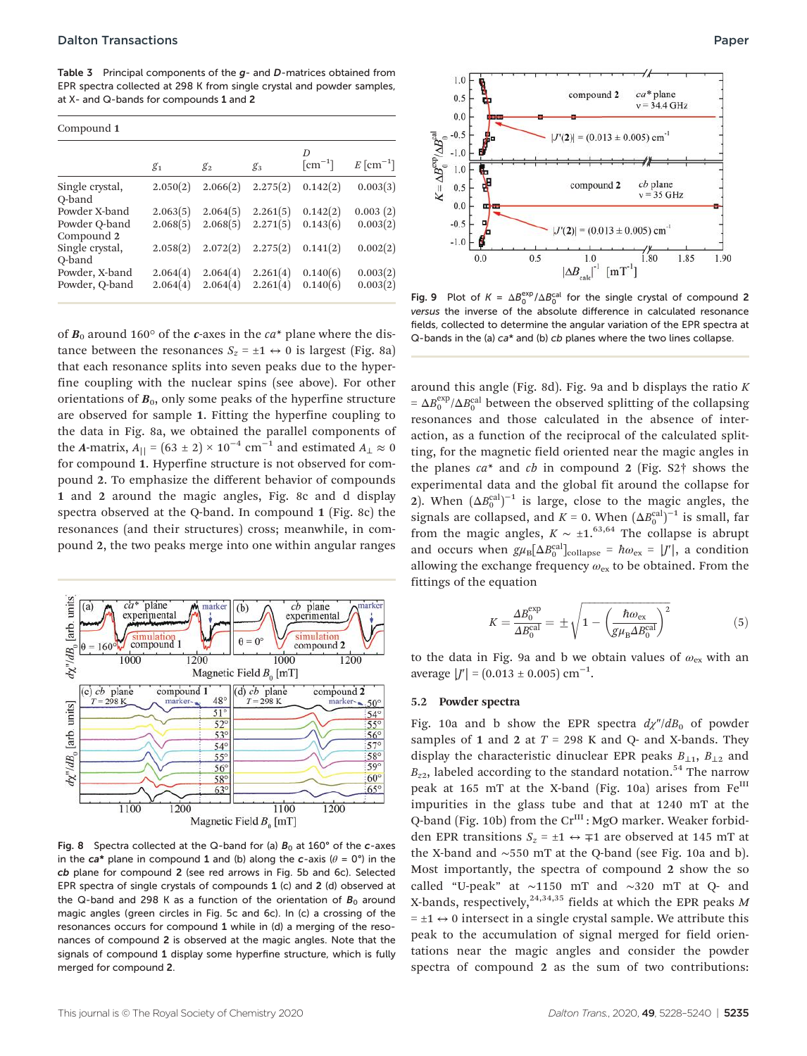Table 3 Principal components of the **g**- and **D**-matrices obtained from EPR spectra collected at 298 K from single crystal and powder samples, at X- and Q-bands for compounds **1** and **2**

| Compound 1 | $g_1$ | $g_2$ | $g_3$ | $D$ [cm$^{-1}$] | $E$ [cm$^{-1}$] |
|---|---|---|---|---|---|
| Single crystal, Q-band | 2.050(2) | 2.066(2) | 2.275(2) | 0.142(2) | 0.003(3) |
| Powder X-band | 2.063(5) | 2.064(5) | 2.261(5) | 0.142(2) | 0.003 (2) |
| Powder Q-band | 2.068(5) | 2.068(5) | 2.271(5) | 0.143(6) | 0.003(2) |
| Compound 2 | | | | | |
| Single crystal, Q-band | 2.058(2) | 2.072(2) | 2.275(2) | 0.141(2) | 0.002(2) |
| Powder, X-band | 2.064(4) | 2.064(4) | 2.261(4) | 0.140(6) | 0.003(2) |
| Powder, Q-band | 2.064(4) | 2.064(4) | 2.261(4) | 0.140(6) | 0.003(2) |

of $\boldsymbol{B}_0$ around 160° of the **c**-axes in the **ca**\* plane where the distance between the resonances $S_z = \pm 1 \leftrightarrow 0$ is largest (Fig. 8a) that each resonance splits into seven peaks due to the hyperfine coupling with the nuclear spins (see above). For other orientations of $\boldsymbol{B}_0$, only some peaks of the hyperfine structure are observed for sample **1**. Fitting the hyperfine coupling to the data in Fig. 8a, we obtained the parallel components of the **A**-matrix, $A_{||} = (63 \pm 2) \times 10^{-4}$ cm$^{-1}$ and estimated $A_{\perp} \approx 0$ for compound **1**. Hyperfine structure is not observed for compound **2**. To emphasize the different behavior of compounds **1** and **2** around the magic angles, Fig. 8c and d display spectra observed at the Q-band. In compound **1** (Fig. 8c) the resonances (and their structures) cross; meanwhile, in compound **2**, the two peaks merge into one within angular ranges

Fig. 8 Spectra collected at the Q-band for (a) $\boldsymbol{B}_0$ at 160° of the **c**-axes in the **ca**\* plane in compound **1** and (b) along the **c**-axis (θ = 0°) in the **cb** plane for compound **2** (see red arrows in Fig. 5b and 6c). Selected EPR spectra of single crystals of compounds **1** (c) and **2** (d) observed at the Q-band and 298 K as a function of the orientation of $\boldsymbol{B}_0$ around magic angles (green circles in Fig. 5c and 6c). In (c) a crossing of the resonances occurs for compound **1** while in (d) a merging of the resonances of compound **2** is observed at the magic angles. Note that the signals of compound **1** display some hyperfine structure, which is fully merged for compound **2**.

Fig. 9 Plot of $K = \Delta B_0^{\rm exp}/\Delta B_0^{\rm cal}$ for the single crystal of compound **2** *versus* the inverse of the absolute difference in calculated resonance fields, collected to determine the angular variation of the EPR spectra at Q-bands in the (a) **ca**\* and (b) **cb** planes where the two lines collapse.

around this angle (Fig. 8d). Fig. 9a and b displays the ratio $K = \Delta B_0^{\rm exp}/\Delta B_0^{\rm cal}$ between the observed splitting of the collapsing resonances and those calculated in the absence of interaction, as a function of the reciprocal of the calculated splitting, for the magnetic field oriented near the magic angles in the planes **ca**\* and **cb** in compound **2** (Fig. S2† shows the experimental data and the global fit around the collapse for **2**). When $(\Delta B_0^{\rm cal})^{-1}$ is large, close to the magic angles, the signals are collapsed, and $K = 0$. When $(\Delta B_0^{\rm cal})^{-1}$ is small, far from the magic angles, $K \sim \pm 1$.[63,64] The collapse is abrupt and occurs when $g\mu_{\rm B}[\Delta B_0^{\rm cal}]_{\rm collapse} = \hbar\omega_{\rm ex} = |J'|$, a condition allowing the exchange frequency $\omega_{\rm ex}$ to be obtained. From the fittings of the equation

$$K = \frac{\Delta B_0^{\rm exp}}{\Delta B_0^{\rm cal}} = \pm\sqrt{1 - \left(\frac{\hbar\omega_{\rm ex}}{g\mu_{\rm B}\Delta B_0^{\rm cal}}\right)^2} \tag{5}$$

to the data in Fig. 9a and b we obtain values of $\omega_{\rm ex}$ with an average $|J'| = (0.013 \pm 0.005)$ cm$^{-1}$.

### 5.2 Powder spectra

Fig. 10a and b show the EPR spectra $d\chi''/dB_0$ of powder samples of **1** and **2** at $T = 298$ K and Q- and X-bands. They display the characteristic dinuclear EPR peaks $B_{\perp 1}$, $B_{\perp 2}$ and $B_{z2}$, labeled according to the standard notation.[54] The narrow peak at 165 mT at the X-band (Fig. 10a) arises from $Fe^{III}$ impurities in the glass tube and that at 1240 mT at the Q-band (Fig. 10b) from the $Cr^{III}$ : MgO marker. Weaker forbidden EPR transitions $S_z = \pm 1 \leftrightarrow \mp 1$ are observed at 145 mT at the X-band and ~550 mT at the Q-band (see Fig. 10a and b). Most importantly, the spectra of compound **2** show the so called "U-peak" at ~1150 mT and ~320 mT at Q- and X-bands, respectively,[24,34,35] fields at which the EPR peaks $M = \pm 1 \leftrightarrow 0$ intersect in a single crystal sample. We attribute this peak to the accumulation of signal merged for field orientations near the magic angles and consider the powder spectra of compound **2** as the sum of two contributions: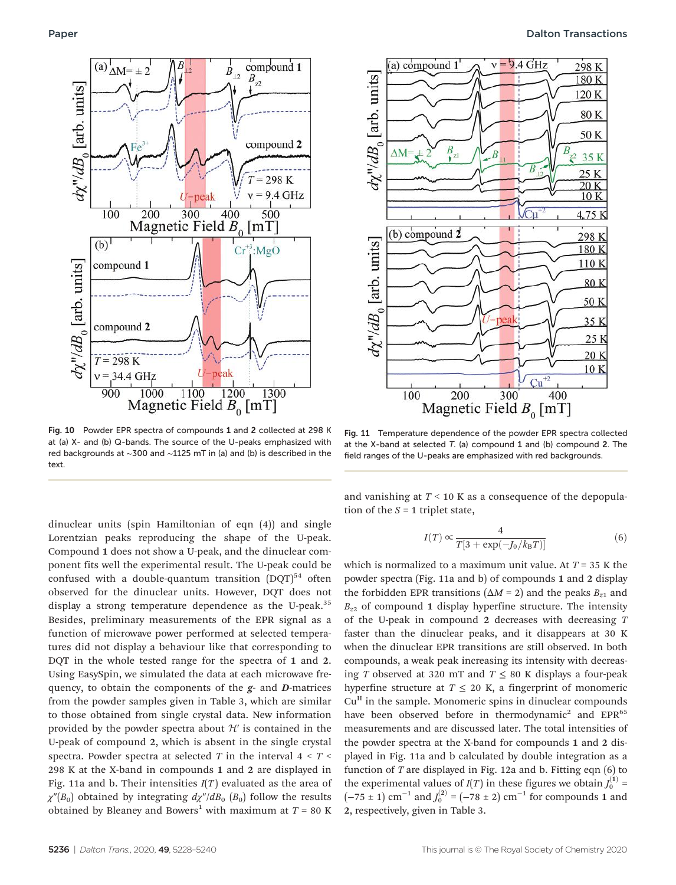Fig. 10 Powder EPR spectra of compounds **1** and **2** collected at 298 K at (a) X- and (b) Q-bands. The source of the U-peaks emphasized with red backgrounds at ~300 and ~1125 mT in (a) and (b) is described in the text.

Fig. 11 Temperature dependence of the powder EPR spectra collected at the X-band at selected $T$. (a) compound **1** and (b) compound **2**. The field ranges of the U-peaks are emphasized with red backgrounds.

dinuclear units (spin Hamiltonian of eqn (4)) and single Lorentzian peaks reproducing the shape of the U-peak. Compound **1** does not show a U-peak, and the dinuclear component fits well the experimental result. The U-peak could be confused with a double-quantum transition (DQT)[54] often observed for the dinuclear units. However, DQT does not display a strong temperature dependence as the U-peak.[35] Besides, preliminary measurements of the EPR signal as a function of microwave power performed at selected temperatures did not display a behaviour like that corresponding to DQT in the whole tested range for the spectra of **1** and **2**. Using EasySpin, we simulated the data at each microwave frequency, to obtain the components of the ***g***- and ***D***-matrices from the powder samples given in Table 3, which are similar to those obtained from single crystal data. New information provided by the powder spectra about $\mathcal{H}'$ is contained in the U-peak of compound **2**, which is absent in the single crystal spectra. Powder spectra at selected $T$ in the interval $4 < T < 298$ K at the X-band in compounds **1** and **2** are displayed in Fig. 11a and b. Their intensities $I(T)$ evaluated as the area of $\chi''(B_0)$ obtained by integrating $d\chi''/dB_0$ $(B_0)$ follow the results obtained by Bleaney and Bowers[1] with maximum at $T = 80$ K and vanishing at $T < 10$ K as a consequence of the depopulation of the $S = 1$ triplet state,

$$I(T) \propto \frac{4}{T[3 + \exp(-J_0/k_B T)]} \tag{6}$$

which is normalized to a maximum unit value. At $T = 35$ K the powder spectra (Fig. 11a and b) of compounds **1** and **2** display the forbidden EPR transitions ($\Delta M = 2$) and the peaks $B_{z1}$ and $B_{z2}$ of compound **1** display hyperfine structure. The intensity of the U-peak in compound **2** decreases with decreasing $T$ faster than the dinuclear peaks, and it disappears at 30 K when the dinuclear EPR transitions are still observed. In both compounds, a weak peak increasing its intensity with decreasing $T$ observed at 320 mT and $T \leq 80$ K displays a four-peak hyperfine structure at $T \leq 20$ K, a fingerprint of monomeric $Cu^{II}$ in the sample. Monomeric spins in dinuclear compounds have been observed before in thermodynamic[2] and EPR[65] measurements and are discussed later. The total intensities of the powder spectra at the X-band for compounds **1** and **2** displayed in Fig. 11a and b calculated by double integration as a function of $T$ are displayed in Fig. 12a and b. Fitting eqn (6) to the experimental values of $I(T)$ in these figures we obtain $J_0^{(1)} = (-75 \pm 1)$ cm$^{-1}$ and $J_0^{(2)} = (-78 \pm 2)$ cm$^{-1}$ for compounds **1** and **2**, respectively, given in Table 3.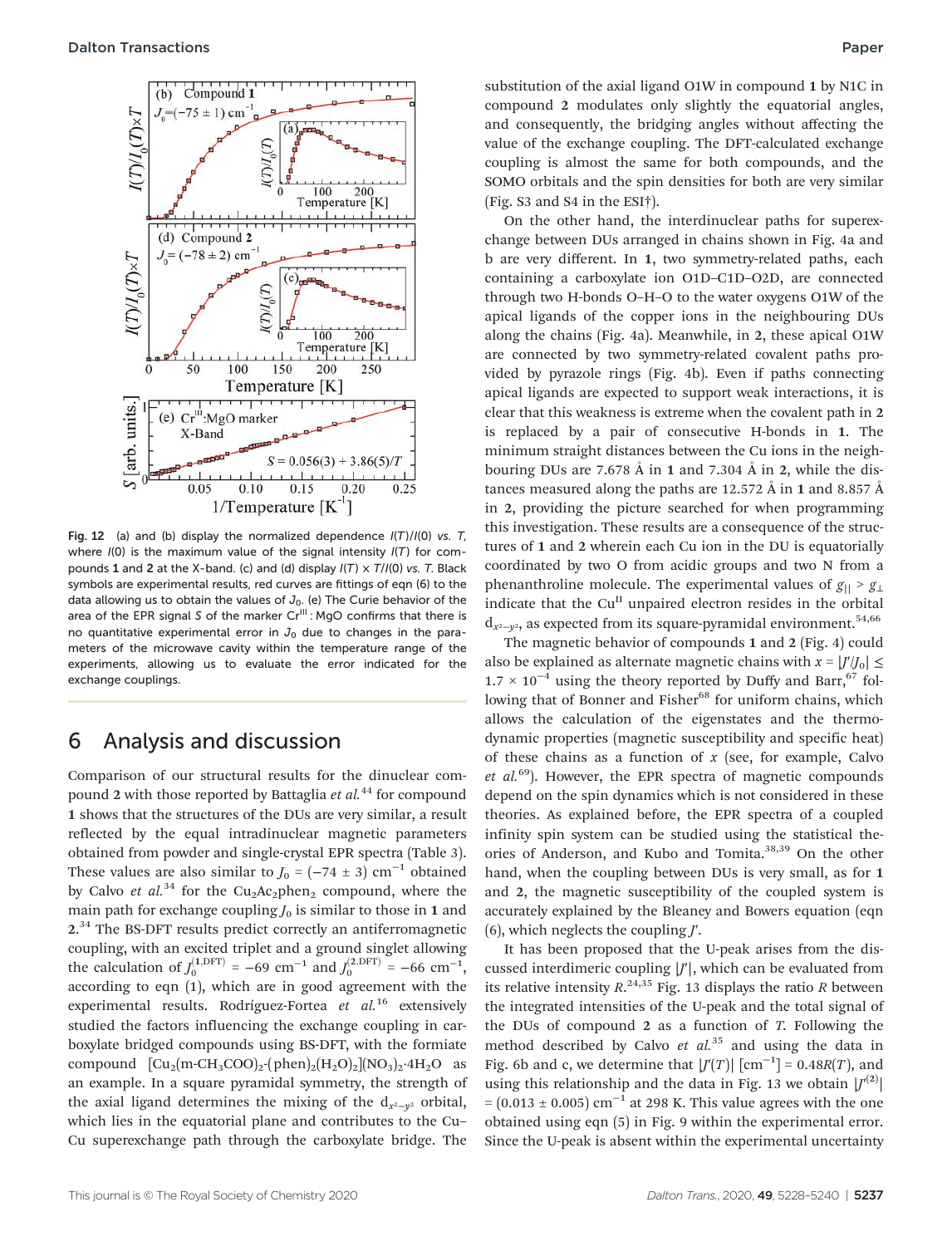Fig. 12 (a) and (b) display the normalized dependence $I(T)/I(0)$ vs. $T$, where $I(0)$ is the maximum value of the signal intensity $I(T)$ for compounds **1** and **2** at the X-band. (c) and (d) display $I(T) \times T/I(0)$ vs. $T$. Black symbols are experimental results, red curves are fittings of eqn (6) to the data allowing us to obtain the values of $J_0$. (e) The Curie behavior of the area of the EPR signal $S$ of the marker $Cr^{III}$ : MgO confirms that there is no quantitative experimental error in $J_0$ due to changes in the parameters of the microwave cavity within the temperature range of the experiments, allowing us to evaluate the error indicated for the exchange couplings.

## 6 Analysis and discussion

Comparison of our structural results for the dinuclear compound **2** with those reported by Battaglia *et al.*[44] for compound **1** shows that the structures of the DUs are very similar, a result reflected by the equal intradinuclear magnetic parameters obtained from powder and single-crystal EPR spectra (Table 3). These values are also similar to $J_0 = (-74 \pm 3)$ cm$^{-1}$ obtained by Calvo *et al.*[34] for the $Cu_2Ac_2phen_2$ compound, where the main path for exchange coupling $J_0$ is similar to those in **1** and **2**.[34] The BS-DFT results predict correctly an antiferromagnetic coupling, with an excited triplet and a ground singlet allowing the calculation of $J_0^{(1,\mathrm{DFT})} = -69$ cm$^{-1}$ and $J_0^{(2,\mathrm{DFT})} = -66$ cm$^{-1}$, according to eqn (1), which are in good agreement with the experimental results. Rodríguez-Fortea *et al.*[16] extensively studied the factors influencing the exchange coupling in carboxylate bridged compounds using BS-DFT, with the formiate compound $[Cu_2(m\text{-}CH_3COO)_2\text{-}(phen)_2(H_2O)_2](NO_3)_2\cdot 4H_2O$ as an example. In a square pyramidal symmetry, the strength of the axial ligand determines the mixing of the $d_{x^2-y^2}$ orbital, which lies in the equatorial plane and contributes to the Cu–Cu superexchange path through the carboxylate bridge. The substitution of the axial ligand O1W in compound **1** by N1C in compound **2** modulates only slightly the equatorial angles, and consequently, the bridging angles without affecting the value of the exchange coupling. The DFT-calculated exchange coupling is almost the same for both compounds, and the SOMO orbitals and the spin densities for both are very similar (Fig. S3 and S4 in the ESI†).

On the other hand, the interdinuclear paths for superexchange between DUs arranged in chains shown in Fig. 4a and b are very different. In **1**, two symmetry-related paths, each containing a carboxylate ion O1D–C1D–O2D, are connected through two H-bonds O–H–O to the water oxygens O1W of the apical ligands of the copper ions in the neighbouring DUs along the chains (Fig. 4a). Meanwhile, in **2**, these apical O1W are connected by two symmetry-related covalent paths provided by pyrazole rings (Fig. 4b). Even if paths connecting apical ligands are expected to support weak interactions, it is clear that this weakness is extreme when the covalent path in **2** is replaced by a pair of consecutive H-bonds in **1**. The minimum straight distances between the Cu ions in the neighbouring DUs are 7.678 Å in **1** and 7.304 Å in **2**, while the distances measured along the paths are 12.572 Å in **1** and 8.857 Å in **2**, providing the picture searched for when programming this investigation. These results are a consequence of the structures of **1** and **2** wherein each Cu ion in the DU is equatorially coordinated by two O from acidic groups and two N from a phenanthroline molecule. The experimental values of $g_{||} > g_{\perp}$ indicate that the $Cu^{II}$ unpaired electron resides in the orbital $d_{x^2-y^2}$, as expected from its square-pyramidal environment.[54,66]

The magnetic behavior of compounds **1** and **2** (Fig. 4) could also be explained as alternate magnetic chains with $x = |J'/J_0| \leq 1.7 \times 10^{-4}$ using the theory reported by Duffy and Barr,[67] following that of Bonner and Fisher[68] for uniform chains, which allows the calculation of the eigenstates and the thermodynamic properties (magnetic susceptibility and specific heat) of these chains as a function of $x$ (see, for example, Calvo *et al.*[69]). However, the EPR spectra of magnetic compounds depend on the spin dynamics which is not considered in these theories. As explained before, the EPR spectra of a coupled infinity spin system can be studied using the statistical theories of Anderson, and Kubo and Tomita.[38,39] On the other hand, when the coupling between DUs is very small, as for **1** and **2**, the magnetic susceptibility of the coupled system is accurately explained by the Bleaney and Bowers equation (eqn (6), which neglects the coupling $J'$.

It has been proposed that the U-peak arises from the discussed interdimeric coupling $|J'|$, which can be evaluated from its relative intensity $R$.[24,35] Fig. 13 displays the ratio $R$ between the integrated intensities of the U-peak and the total signal of the DUs of compound **2** as a function of $T$. Following the method described by Calvo *et al.*[35] and using the data in Fig. 6b and c, we determine that $|J'(T)|$ [cm$^{-1}$] = $0.48R(T)$, and using this relationship and the data in Fig. 13 we obtain $|J'^{(2)}| = (0.013 \pm 0.005)$ cm$^{-1}$ at 298 K. This value agrees with the one obtained using eqn (5) in Fig. 9 within the experimental error. Since the U-peak is absent within the experimental uncertainty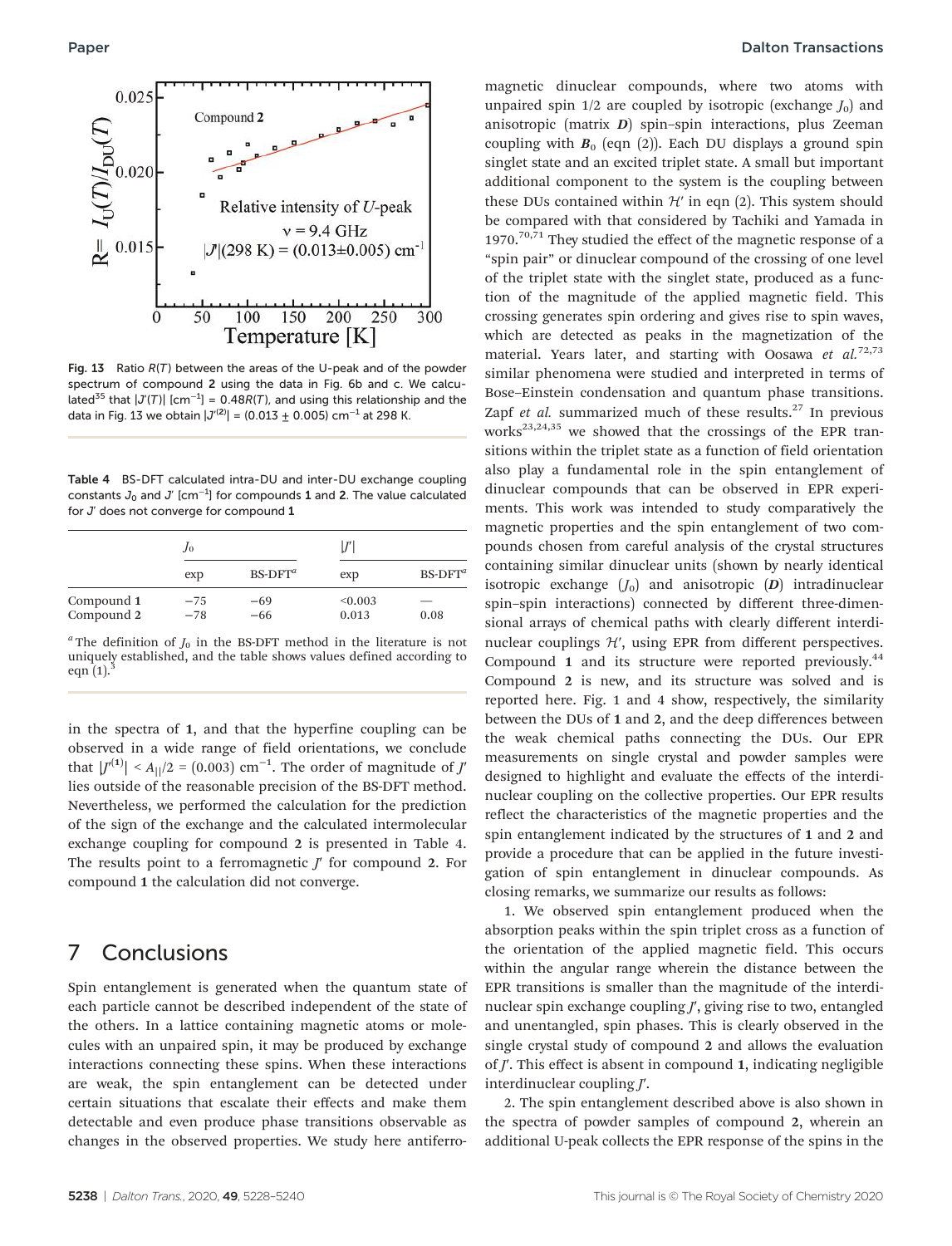Fig. 13 Ratio $R(T)$ between the areas of the U-peak and of the powder spectrum of compound **2** using the data in Fig. 6b and c. We calculated[35] that $|J'(T)|$ [cm$^{-1}$] = $0.48R(T)$, and using this relationship and the data in Fig. 13 we obtain $|J'^{(2)}| = (0.013 \pm 0.005)$ cm$^{-1}$ at 298 K.

Table 4 BS-DFT calculated intra-DU and inter-DU exchange coupling constants $J_0$ and $J'$ [cm$^{-1}$] for compounds **1** and **2**. The value calculated for $J'$ does not converge for compound **1**

| | $J_0$ | | $\|J'\|$ | |
|---|---|---|---|---|
| | exp | BS-DFT[a] | exp | BS-DFT[a] |
| Compound **1** | −75 | −69 | <0.003 | — |
| Compound **2** | −78 | −66 | 0.013 | 0.08 |

[a] The definition of $J_0$ in the BS-DFT method in the literature is not uniquely established, and the table shows values defined according to eqn (1).[3]

in the spectra of **1**, and that the hyperfine coupling can be observed in a wide range of field orientations, we conclude that $|J'^{(1)}| < A_{||}/2 = (0.003)$ cm$^{-1}$. The order of magnitude of $J'$ lies outside of the reasonable precision of the BS-DFT method. Nevertheless, we performed the calculation for the prediction of the sign of the exchange and the calculated intermolecular exchange coupling for compound **2** is presented in Table 4. The results point to a ferromagnetic $J'$ for compound **2**. For compound **1** the calculation did not converge.

## 7 Conclusions

Spin entanglement is generated when the quantum state of each particle cannot be described independent of the state of the others. In a lattice containing magnetic atoms or molecules with an unpaired spin, it may be produced by exchange interactions connecting these spins. When these interactions are weak, the spin entanglement can be detected under certain situations that escalate their effects and make them detectable and even produce phase transitions observable as changes in the observed properties. We study here antiferromagnetic dinuclear compounds, where two atoms with unpaired spin 1/2 are coupled by isotropic (exchange $J_0$) and anisotropic (matrix $\boldsymbol{D}$) spin–spin interactions, plus Zeeman coupling with $\boldsymbol{B}_0$ (eqn (2)). Each DU displays a ground spin singlet state and an excited triplet state. A small but important additional component to the system is the coupling between these DUs contained within $\mathcal{H}'$ in eqn (2). This system should be compared with that considered by Tachiki and Yamada in 1970.[70,71] They studied the effect of the magnetic response of a "spin pair" or dinuclear compound of the crossing of one level of the triplet state with the singlet state, produced as a function of the magnitude of the applied magnetic field. This crossing generates spin ordering and gives rise to spin waves, which are detected as peaks in the magnetization of the material. Years later, and starting with Oosawa *et al.*[72,73] similar phenomena were studied and interpreted in terms of Bose–Einstein condensation and quantum phase transitions. Zapf *et al.* summarized much of these results.[27] In previous works[23,24,35] we showed that the crossings of the EPR transitions within the triplet state as a function of field orientation also play a fundamental role in the spin entanglement of dinuclear compounds that can be observed in EPR experiments. This work was intended to study comparatively the magnetic properties and the spin entanglement of two compounds chosen from careful analysis of the crystal structures containing similar dinuclear units (shown by nearly identical isotropic exchange ($J_0$) and anisotropic ($\boldsymbol{D}$) intradinuclear spin–spin interactions) connected by different three-dimensional arrays of chemical paths with clearly different interdinuclear couplings $\mathcal{H}'$, using EPR from different perspectives. Compound **1** and its structure were reported previously.[44] Compound **2** is new, and its structure was solved and is reported here. Fig. 1 and 4 show, respectively, the similarity between the DUs of **1** and **2**, and the deep differences between the weak chemical paths connecting the DUs. Our EPR measurements on single crystal and powder samples were designed to highlight and evaluate the effects of the interdinuclear coupling on the collective properties. Our EPR results reflect the characteristics of the magnetic properties and the spin entanglement indicated by the structures of **1** and **2** and provide a procedure that can be applied in the future investigation of spin entanglement in dinuclear compounds. As closing remarks, we summarize our results as follows:

1. We observed spin entanglement produced when the absorption peaks within the spin triplet cross as a function of the orientation of the applied magnetic field. This occurs within the angular range wherein the distance between the EPR transitions is smaller than the magnitude of the interdinuclear spin exchange coupling $J'$, giving rise to two, entangled and unentangled, spin phases. This is clearly observed in the single crystal study of compound **2** and allows the evaluation of $J'$. This effect is absent in compound **1**, indicating negligible interdinuclear coupling $J'$.

2. The spin entanglement described above is also shown in the spectra of powder samples of compound **2**, wherein an additional U-peak collects the EPR response of the spins in the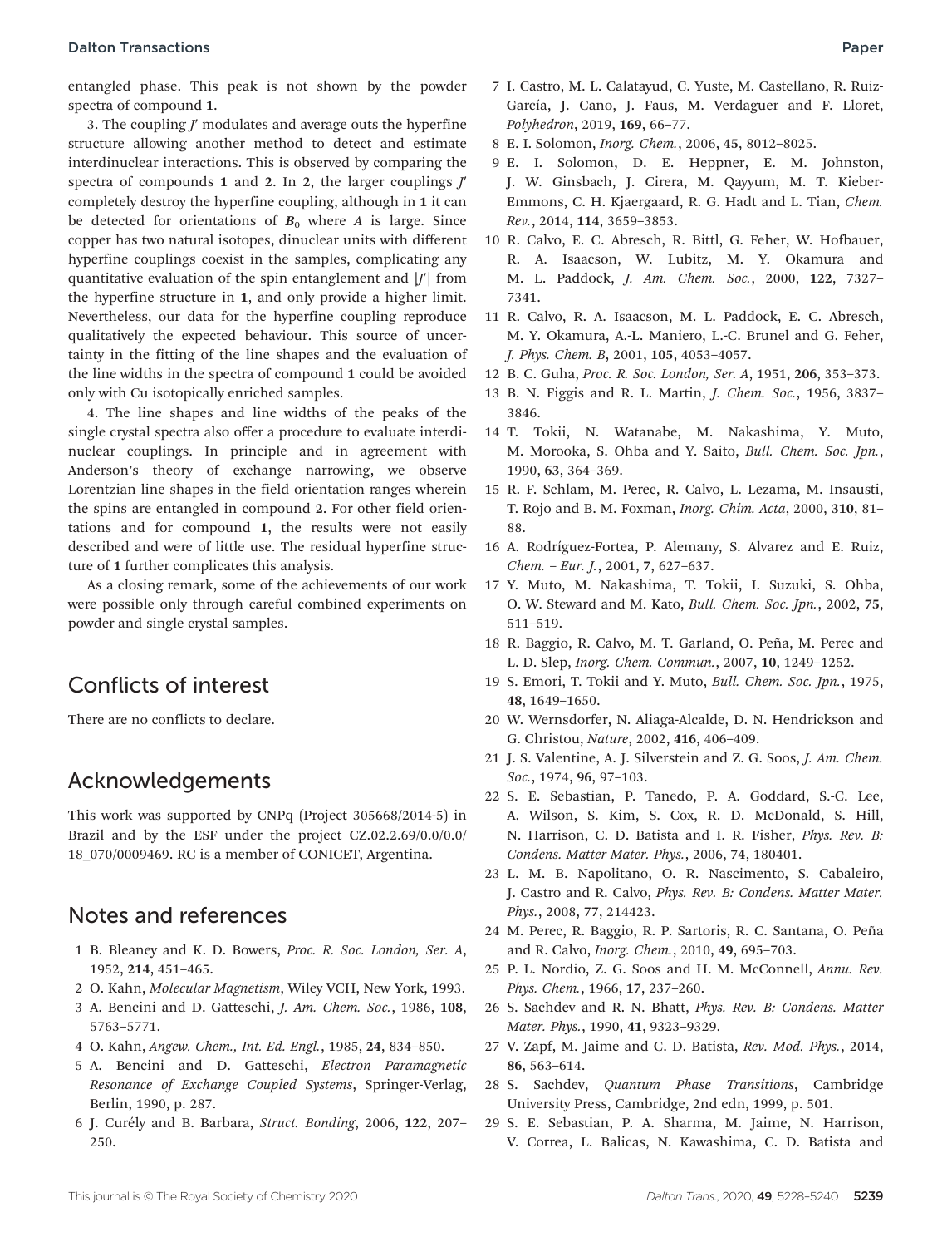entangled phase. This peak is not shown by the powder spectra of compound **1**.

3. The coupling $J'$ modulates and average outs the hyperfine structure allowing another method to detect and estimate interdinuclear interactions. This is observed by comparing the spectra of compounds **1** and **2**. In **2**, the larger couplings $J'$ completely destroy the hyperfine coupling, although in **1** it can be detected for orientations of $\boldsymbol{B}_0$ where $A$ is large. Since copper has two natural isotopes, dinuclear units with different hyperfine couplings coexist in the samples, complicating any quantitative evaluation of the spin entanglement and $|J'|$ from the hyperfine structure in **1**, and only provide a higher limit. Nevertheless, our data for the hyperfine coupling reproduce qualitatively the expected behaviour. This source of uncertainty in the fitting of the line shapes and the evaluation of the line widths in the spectra of compound **1** could be avoided only with Cu isotopically enriched samples.

4. The line shapes and line widths of the peaks of the single crystal spectra also offer a procedure to evaluate interdinuclear couplings. In principle and in agreement with Anderson's theory of exchange narrowing, we observe Lorentzian line shapes in the field orientation ranges wherein the spins are entangled in compound **2**. For other field orientations and for compound **1**, the results were not easily described and were of little use. The residual hyperfine structure of **1** further complicates this analysis.

As a closing remark, some of the achievements of our work were possible only through careful combined experiments on powder and single crystal samples.

## Conflicts of interest

There are no conflicts to declare.

## Acknowledgements

This work was supported by CNPq (Project 305668/2014-5) in Brazil and by the ESF under the project CZ.02.2.69/0.0/0.0/18_070/0009469. RC is a member of CONICET, Argentina.

## Notes and references

1 B. Bleaney and K. D. Bowers, *Proc. R. Soc. London, Ser. A*, 1952, **214**, 451–465.

2 O. Kahn, *Molecular Magnetism*, Wiley VCH, New York, 1993.

3 A. Bencini and D. Gatteschi, *J. Am. Chem. Soc.*, 1986, **108**, 5763–5771.

4 O. Kahn, *Angew. Chem., Int. Ed. Engl.*, 1985, **24**, 834–850.

5 A. Bencini and D. Gatteschi, *Electron Paramagnetic Resonance of Exchange Coupled Systems*, Springer-Verlag, Berlin, 1990, p. 287.

6 J. Curély and B. Barbara, *Struct. Bonding*, 2006, **122**, 207–250.

7 I. Castro, M. L. Calatayud, C. Yuste, M. Castellano, R. Ruiz-García, J. Cano, J. Faus, M. Verdaguer and F. Lloret, *Polyhedron*, 2019, **169**, 66–77.

8 E. I. Solomon, *Inorg. Chem.*, 2006, **45**, 8012–8025.

9 E. I. Solomon, D. E. Heppner, E. M. Johnston, J. W. Ginsbach, J. Cirera, M. Qayyum, M. T. Kieber-Emmons, C. H. Kjaergaard, R. G. Hadt and L. Tian, *Chem. Rev.*, 2014, **114**, 3659–3853.

10 R. Calvo, E. C. Abresch, R. Bittl, G. Feher, W. Hofbauer, R. A. Isaacson, W. Lubitz, M. Y. Okamura and M. L. Paddock, *J. Am. Chem. Soc.*, 2000, **122**, 7327–7341.

11 R. Calvo, R. A. Isaacson, M. L. Paddock, E. C. Abresch, M. Y. Okamura, A.-L. Maniero, L.-C. Brunel and G. Feher, *J. Phys. Chem. B*, 2001, **105**, 4053–4057.

12 B. C. Guha, *Proc. R. Soc. London, Ser. A*, 1951, **206**, 353–373.

13 B. N. Figgis and R. L. Martin, *J. Chem. Soc.*, 1956, 3837–3846.

14 T. Tokii, N. Watanabe, M. Nakashima, Y. Muto, M. Morooka, S. Ohba and Y. Saito, *Bull. Chem. Soc. Jpn.*, 1990, **63**, 364–369.

15 R. F. Schlam, M. Perec, R. Calvo, L. Lezama, M. Insausti, T. Rojo and B. M. Foxman, *Inorg. Chim. Acta*, 2000, **310**, 81–88.

16 A. Rodríguez-Fortea, P. Alemany, S. Alvarez and E. Ruiz, *Chem. – Eur. J.*, 2001, **7**, 627–637.

17 Y. Muto, M. Nakashima, T. Tokii, I. Suzuki, S. Ohba, O. W. Steward and M. Kato, *Bull. Chem. Soc. Jpn.*, 2002, **75**, 511–519.

18 R. Baggio, R. Calvo, M. T. Garland, O. Peña, M. Perec and L. D. Slep, *Inorg. Chem. Commun.*, 2007, **10**, 1249–1252.

19 S. Emori, T. Tokii and Y. Muto, *Bull. Chem. Soc. Jpn.*, 1975, **48**, 1649–1650.

20 W. Wernsdorfer, N. Aliaga-Alcalde, D. N. Hendrickson and G. Christou, *Nature*, 2002, **416**, 406–409.

21 J. S. Valentine, A. J. Silverstein and Z. G. Soos, *J. Am. Chem. Soc.*, 1974, **96**, 97–103.

22 S. E. Sebastian, P. Tanedo, P. A. Goddard, S.-C. Lee, A. Wilson, S. Kim, S. Cox, R. D. McDonald, S. Hill, N. Harrison, C. D. Batista and I. R. Fisher, *Phys. Rev. B: Condens. Matter Mater. Phys.*, 2006, **74**, 180401.

23 L. M. B. Napolitano, O. R. Nascimento, S. Cabaleiro, J. Castro and R. Calvo, *Phys. Rev. B: Condens. Matter Mater. Phys.*, 2008, **77**, 214423.

24 M. Perec, R. Baggio, R. P. Sartoris, R. C. Santana, O. Peña and R. Calvo, *Inorg. Chem.*, 2010, **49**, 695–703.

25 P. L. Nordio, Z. G. Soos and H. M. McConnell, *Annu. Rev. Phys. Chem.*, 1966, **17**, 237–260.

26 S. Sachdev and R. N. Bhatt, *Phys. Rev. B: Condens. Matter Mater. Phys.*, 1990, **41**, 9323–9329.

27 V. Zapf, M. Jaime and C. D. Batista, *Rev. Mod. Phys.*, 2014, **86**, 563–614.

28 S. Sachdev, *Quantum Phase Transitions*, Cambridge University Press, Cambridge, 2nd edn, 1999, p. 501.

29 S. E. Sebastian, P. A. Sharma, M. Jaime, N. Harrison, V. Correa, L. Balicas, N. Kawashima, C. D. Batista and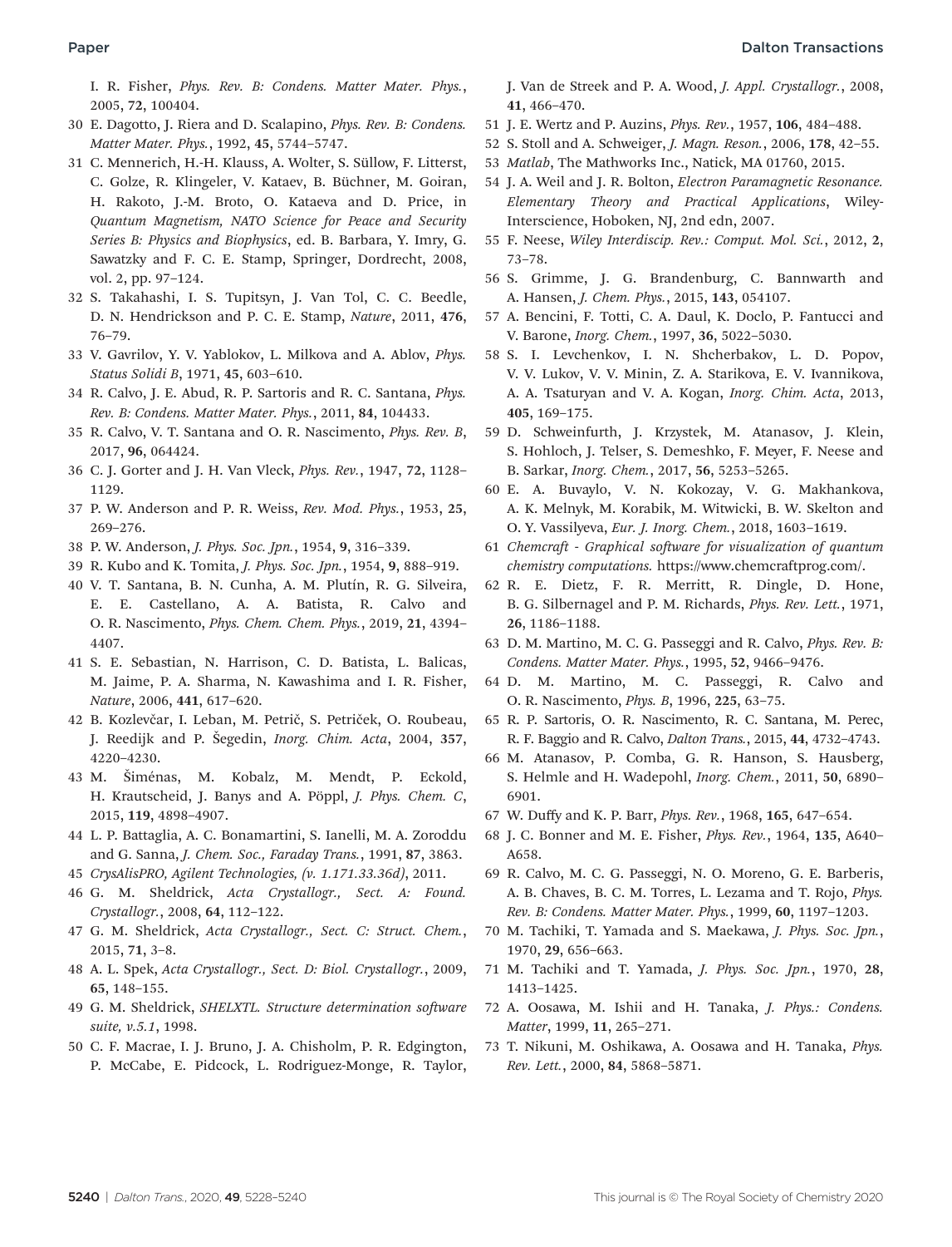I. R. Fisher, *Phys. Rev. B: Condens. Matter Mater. Phys.*, 2005, **72**, 100404.

30 E. Dagotto, J. Riera and D. Scalapino, *Phys. Rev. B: Condens. Matter Mater. Phys.*, 1992, **45**, 5744–5747.

31 C. Mennerich, H.-H. Klauss, A. Wolter, S. Süllow, F. Litterst, C. Golze, R. Klingeler, V. Kataev, B. Büchner, M. Goiran, H. Rakoto, J.-M. Broto, O. Kataeva and D. Price, in *Quantum Magnetism, NATO Science for Peace and Security Series B: Physics and Biophysics*, ed. B. Barbara, Y. Imry, G. Sawatzky and F. C. E. Stamp, Springer, Dordrecht, 2008, vol. 2, pp. 97–124.

32 S. Takahashi, I. S. Tupitsyn, J. Van Tol, C. C. Beedle, D. N. Hendrickson and P. C. E. Stamp, *Nature*, 2011, **476**, 76–79.

33 V. Gavrilov, Y. V. Yablokov, L. Milkova and A. Ablov, *Phys. Status Solidi B*, 1971, **45**, 603–610.

34 R. Calvo, J. E. Abud, R. P. Sartoris and R. C. Santana, *Phys. Rev. B: Condens. Matter Mater. Phys.*, 2011, **84**, 104433.

35 R. Calvo, V. T. Santana and O. R. Nascimento, *Phys. Rev. B*, 2017, **96**, 064424.

36 C. J. Gorter and J. H. Van Vleck, *Phys. Rev.*, 1947, **72**, 1128–1129.

37 P. W. Anderson and P. R. Weiss, *Rev. Mod. Phys.*, 1953, **25**, 269–276.

38 P. W. Anderson, *J. Phys. Soc. Jpn.*, 1954, **9**, 316–339.

39 R. Kubo and K. Tomita, *J. Phys. Soc. Jpn.*, 1954, **9**, 888–919.

40 V. T. Santana, B. N. Cunha, A. M. Plutín, R. G. Silveira, E. E. Castellano, A. A. Batista, R. Calvo and O. R. Nascimento, *Phys. Chem. Chem. Phys.*, 2019, **21**, 4394–4407.

41 S. E. Sebastian, N. Harrison, C. D. Batista, L. Balicas, M. Jaime, P. A. Sharma, N. Kawashima and I. R. Fisher, *Nature*, 2006, **441**, 617–620.

42 B. Kozlevčar, I. Leban, M. Petrič, S. Petriček, O. Roubeau, J. Reedijk and P. Šegedin, *Inorg. Chim. Acta*, 2004, **357**, 4220–4230.

43 M. Šimėnas, M. Kobalz, M. Mendt, P. Eckold, H. Krautscheid, J. Banys and A. Pöppl, *J. Phys. Chem. C*, 2015, **119**, 4898–4907.

44 L. P. Battaglia, A. C. Bonamartini, S. Ianelli, M. A. Zoroddu and G. Sanna, *J. Chem. Soc., Faraday Trans.*, 1991, **87**, 3863.

45 *CrysAlisPRO, Agilent Technologies, (v. 1.171.33.36d)*, 2011.

46 G. M. Sheldrick, *Acta Crystallogr., Sect. A: Found. Crystallogr.*, 2008, **64**, 112–122.

47 G. M. Sheldrick, *Acta Crystallogr., Sect. C: Struct. Chem.*, 2015, **71**, 3–8.

48 A. L. Spek, *Acta Crystallogr., Sect. D: Biol. Crystallogr.*, 2009, **65**, 148–155.

49 G. M. Sheldrick, *SHELXTL. Structure determination software suite, v.5.1*, 1998.

50 C. F. Macrae, I. J. Bruno, J. A. Chisholm, P. R. Edgington, P. McCabe, E. Pidcock, L. Rodriguez-Monge, R. Taylor, J. Van de Streek and P. A. Wood, *J. Appl. Crystallogr.*, 2008, **41**, 466–470.

51 J. E. Wertz and P. Auzins, *Phys. Rev.*, 1957, **106**, 484–488.

52 S. Stoll and A. Schweiger, *J. Magn. Reson.*, 2006, **178**, 42–55.

53 *Matlab*, The Mathworks Inc., Natick, MA 01760, 2015.

54 J. A. Weil and J. R. Bolton, *Electron Paramagnetic Resonance. Elementary Theory and Practical Applications*, Wiley-Interscience, Hoboken, NJ, 2nd edn, 2007.

55 F. Neese, *Wiley Interdiscip. Rev.: Comput. Mol. Sci.*, 2012, **2**, 73–78.

56 S. Grimme, J. G. Brandenburg, C. Bannwarth and A. Hansen, *J. Chem. Phys.*, 2015, **143**, 054107.

57 A. Bencini, F. Totti, C. A. Daul, K. Doclo, P. Fantucci and V. Barone, *Inorg. Chem.*, 1997, **36**, 5022–5030.

58 S. I. Levchenkov, I. N. Shcherbakov, L. D. Popov, V. V. Lukov, V. V. Minin, Z. A. Starikova, E. V. Ivannikova, A. A. Tsaturyan and V. A. Kogan, *Inorg. Chim. Acta*, 2013, **405**, 169–175.

59 D. Schweinfurth, J. Krzystek, M. Atanasov, J. Klein, S. Hohloch, J. Telser, S. Demeshko, F. Meyer, F. Neese and B. Sarkar, *Inorg. Chem.*, 2017, **56**, 5253–5265.

60 E. A. Buvaylo, V. N. Kokozay, V. G. Makhankova, A. K. Melnyk, M. Korabik, M. Witwicki, B. W. Skelton and O. Y. Vassilyeva, *Eur. J. Inorg. Chem.*, 2018, 1603–1619.

61 *Chemcraft - Graphical software for visualization of quantum chemistry computations.* https://www.chemcraftprog.com/.

62 R. E. Dietz, F. R. Merritt, R. Dingle, D. Hone, B. G. Silbernagel and P. M. Richards, *Phys. Rev. Lett.*, 1971, **26**, 1186–1188.

63 D. M. Martino, M. C. G. Passeggi and R. Calvo, *Phys. Rev. B: Condens. Matter Mater. Phys.*, 1995, **52**, 9466–9476.

64 D. M. Martino, M. C. Passeggi, R. Calvo and O. R. Nascimento, *Phys. B*, 1996, **225**, 63–75.

65 R. P. Sartoris, O. R. Nascimento, R. C. Santana, M. Perec, R. F. Baggio and R. Calvo, *Dalton Trans.*, 2015, **44**, 4732–4743.

66 M. Atanasov, P. Comba, G. R. Hanson, S. Hausberg, S. Helmle and H. Wadepohl, *Inorg. Chem.*, 2011, **50**, 6890–6901.

67 W. Duffy and K. P. Barr, *Phys. Rev.*, 1968, **165**, 647–654.

68 J. C. Bonner and M. E. Fisher, *Phys. Rev.*, 1964, **135**, A640–A658.

69 R. Calvo, M. C. G. Passeggi, N. O. Moreno, G. E. Barberis, A. B. Chaves, B. C. M. Torres, L. Lezama and T. Rojo, *Phys. Rev. B: Condens. Matter Mater. Phys.*, 1999, **60**, 1197–1203.

70 M. Tachiki, T. Yamada and S. Maekawa, *J. Phys. Soc. Jpn.*, 1970, **29**, 656–663.

71 M. Tachiki and T. Yamada, *J. Phys. Soc. Jpn.*, 1970, **28**, 1413–1425.

72 A. Oosawa, M. Ishii and H. Tanaka, *J. Phys.: Condens. Matter*, 1999, **11**, 265–271.

73 T. Nikuni, M. Oshikawa, A. Oosawa and H. Tanaka, *Phys. Rev. Lett.*, 2000, **84**, 5868–5871.